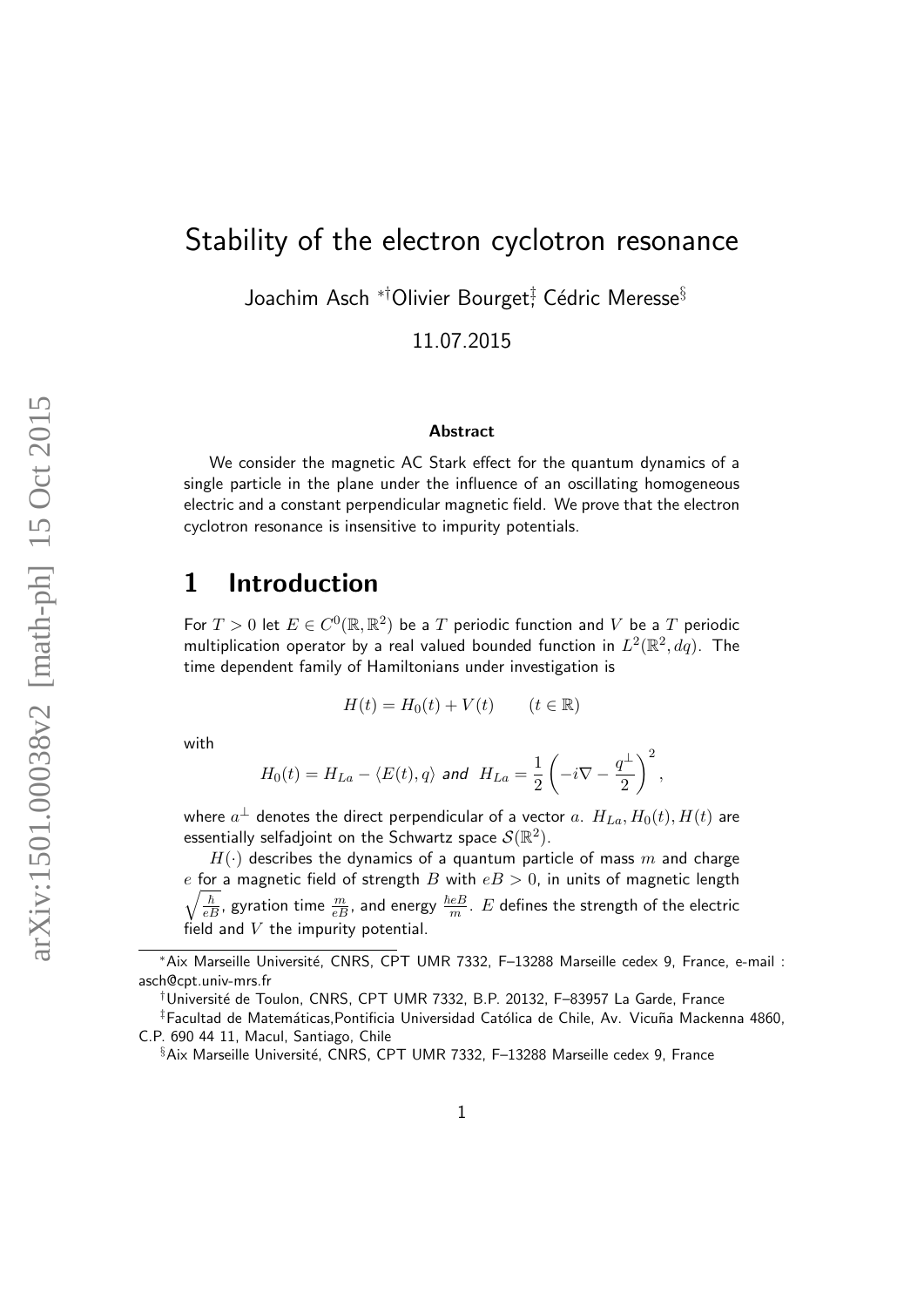# Stability of the electron cyclotron resonance

Joachim Asch [*†] Olivier Bourget[‡] Cédric Meresse[§]

11.07.2015

#### Abstract

We consider the magnetic AC Stark effect for the quantum dynamics of a single particle in the plane under the influence of an oscillating homogeneous electric and a constant perpendicular magnetic field. We prove that the electron cyclotron resonance is insensitive to impurity potentials.

## 1 Introduction

For $T > 0$ let $E \in C^0(\mathbb{R}, \mathbb{R}^2)$ be a $T$ periodic function and $V$ be a $T$ periodic multiplication operator by a real valued bounded function in $L^2(\mathbb{R}^2, dq)$. The time dependent family of Hamiltonians under investigation is

$$H(t) = H_0(t) + V(t) \qquad (t \in \mathbb{R})$$

with

$$H_0(t) = H_{La} - \langle E(t), q\rangle \textit{ and } H_{La} = \frac{1}{2}\left(-i\nabla - \frac{q^\perp}{2}\right)^2,$$

where $a^\perp$ denotes the direct perpendicular of a vector $a$. $H_{La}, H_0(t), H(t)$ are essentially selfadjoint on the Schwartz space $\mathcal{S}(\mathbb{R}^2)$.

$H(\cdot)$ describes the dynamics of a quantum particle of mass $m$ and charge $e$ for a magnetic field of strength $B$ with $eB > 0$, in units of magnetic length $\sqrt{\frac{\hbar}{eB}}$, gyration time $\frac{m}{eB}$, and energy $\frac{\hbar eB}{m}$. $E$ defines the strength of the electric field and $V$ the impurity potential.

[*] Aix Marseille Université, CNRS, CPT UMR 7332, F–13288 Marseille cedex 9, France, e-mail : asch@cpt.univ-mrs.fr

[†] Université de Toulon, CNRS, CPT UMR 7332, B.P. 20132, F–83957 La Garde, France

[‡] Facultad de Matemáticas,Pontificia Universidad Católica de Chile, Av. Vicuña Mackenna 4860, C.P. 690 44 11, Macul, Santiago, Chile

[§] Aix Marseille Université, CNRS, CPT UMR 7332, F–13288 Marseille cedex 9, France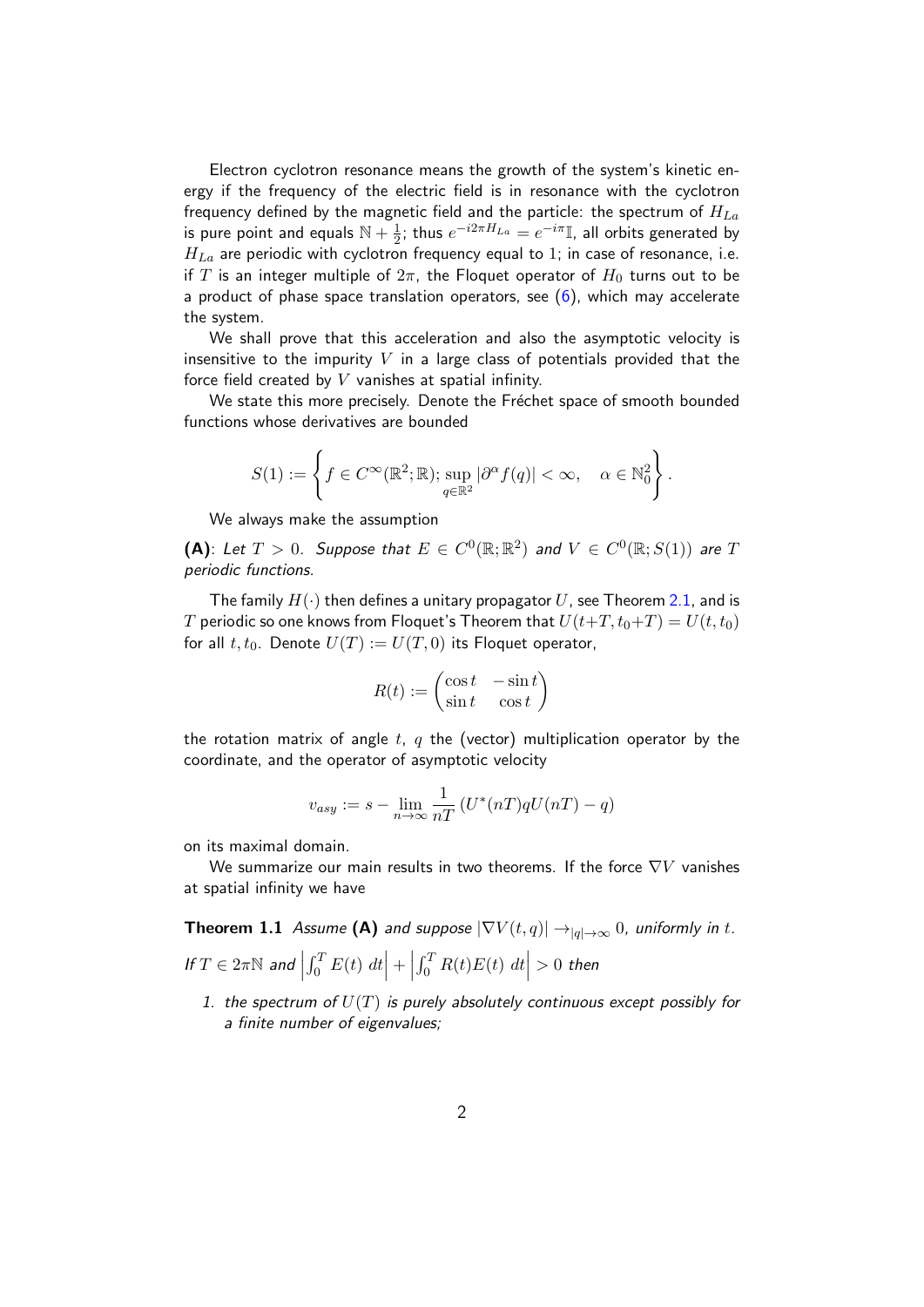Electron cyclotron resonance means the growth of the system's kinetic energy if the frequency of the electric field is in resonance with the cyclotron frequency defined by the magnetic field and the particle: the spectrum of $H_{La}$ is pure point and equals $\mathbb{N} + \frac{1}{2}$; thus $e^{-i2\pi H_{La}} = e^{-i\pi}\mathbb{I}$, all orbits generated by $H_{La}$ are periodic with cyclotron frequency equal to 1; in case of resonance, i.e. if $T$ is an integer multiple of $2\pi$, the Floquet operator of $H_0$ turns out to be a product of phase space translation operators, see (6), which may accelerate the system.

We shall prove that this acceleration and also the asymptotic velocity is insensitive to the impurity $V$ in a large class of potentials provided that the force field created by $V$ vanishes at spatial infinity.

We state this more precisely. Denote the Fréchet space of smooth bounded functions whose derivatives are bounded

$$S(1) := \left\{ f \in C^\infty(\mathbb{R}^2; \mathbb{R}); \sup_{q \in \mathbb{R}^2} |\partial^\alpha f(q)| < \infty, \quad \alpha \in \mathbb{N}_0^2 \right\}.$$

We always make the assumption

**(A)**: *Let $T > 0$. Suppose that $E \in C^0(\mathbb{R}; \mathbb{R}^2)$ and $V \in C^0(\mathbb{R}; S(1))$ are $T$ periodic functions.*

The family $H(\cdot)$ then defines a unitary propagator $U$, see Theorem 2.1, and is $T$ periodic so one knows from Floquet's Theorem that $U(t+T, t_0+T) = U(t, t_0)$ for all $t, t_0$. Denote $U(T) := U(T, 0)$ its Floquet operator,

$$R(t) := \begin{pmatrix} \cos t & -\sin t \\ \sin t & \cos t \end{pmatrix}$$

the rotation matrix of angle $t$, $q$ the (vector) multiplication operator by the coordinate, and the operator of asymptotic velocity

$$v_{asy} := s - \lim_{n \to \infty} \frac{1}{nT} \left( U^*(nT) q U(nT) - q \right)$$

on its maximal domain.

We summarize our main results in two theorems. If the force $\nabla V$ vanishes at spatial infinity we have

**Theorem 1.1** *Assume* **(A)** *and suppose $|\nabla V(t, q)| \to_{|q| \to \infty} 0$, uniformly in $t$. If $T \in 2\pi\mathbb{N}$ and $\left| \int_0^T E(t) \, dt \right| + \left| \int_0^T R(t) E(t) \, dt \right| > 0$ then*

1. *the spectrum of $U(T)$ is purely absolutely continuous except possibly for a finite number of eigenvalues;*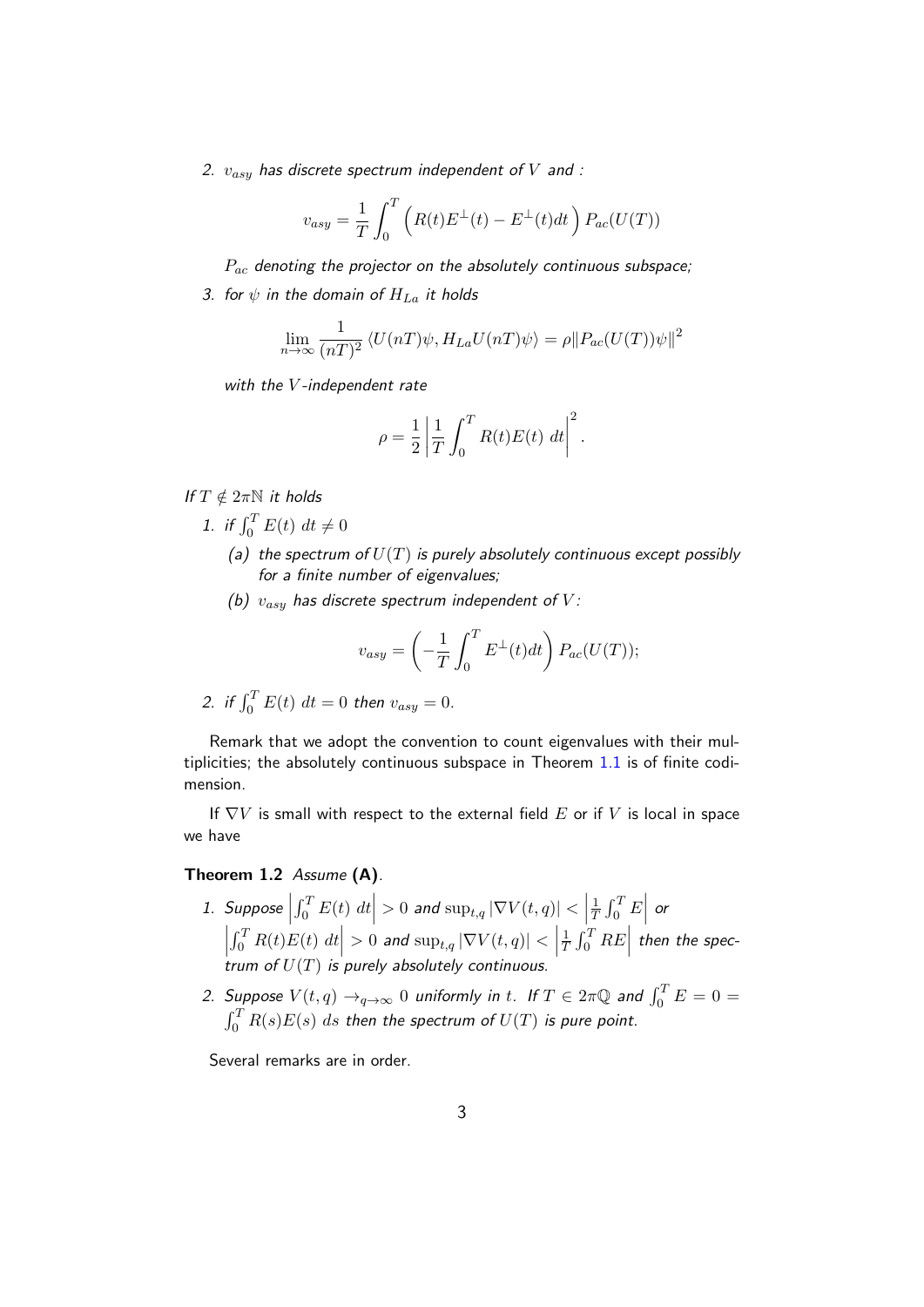2. $v_{asy}$ *has discrete spectrum independent of* $V$ *and :*

$$v_{asy} = \frac{1}{T} \int_0^T \left( R(t) E^{\perp}(t) - E^{\perp}(t) dt \right) P_{ac}(U(T))$$

*$P_{ac}$ denoting the projector on the absolutely continuous subspace;*

3. *for $\psi$ in the domain of $H_{La}$ it holds*

$$\lim_{n \to \infty} \frac{1}{(nT)^2} \langle U(nT)\psi, H_{La} U(nT)\psi \rangle = \rho \| P_{ac}(U(T))\psi \|^2$$

*with the $V$-independent rate*

$$\rho = \frac{1}{2} \left| \frac{1}{T} \int_0^T R(t) E(t) \; dt \right|^2 .$$

*If $T \notin 2\pi\mathbb{N}$ it holds*

1. *if $\int_0^T E(t) \; dt \neq 0$*
   (a) *the spectrum of $U(T)$ is purely absolutely continuous except possibly for a finite number of eigenvalues;*
   (b) *$v_{asy}$ has discrete spectrum independent of $V$:*

$$v_{asy} = \left( -\frac{1}{T} \int_0^T E^{\perp}(t) dt \right) P_{ac}(U(T));$$

2. *if $\int_0^T E(t) \; dt = 0$ then $v_{asy} = 0$.*

Remark that we adopt the convention to count eigenvalues with their multiplicities; the absolutely continuous subspace in Theorem 1.1 is of finite codimension.

If $\nabla V$ is small with respect to the external field $E$ or if $V$ is local in space we have

**Theorem 1.2** *Assume* **(A)**.

1. *Suppose $\left| \int_0^T E(t) \; dt \right| > 0$ and $\sup_{t,q} |\nabla V(t,q)| < \left| \frac{1}{T} \int_0^T E \right|$ or $\left| \int_0^T R(t) E(t) \; dt \right| > 0$ and $\sup_{t,q} |\nabla V(t,q)| < \left| \frac{1}{T} \int_0^T RE \right|$ then the spectrum of $U(T)$ is purely absolutely continuous.*

2. *Suppose $V(t,q) \to_{q \to \infty} 0$ uniformly in $t$. If $T \in 2\pi\mathbb{Q}$ and $\int_0^T E = 0 = \int_0^T R(s) E(s) \; ds$ then the spectrum of $U(T)$ is pure point.*

Several remarks are in order.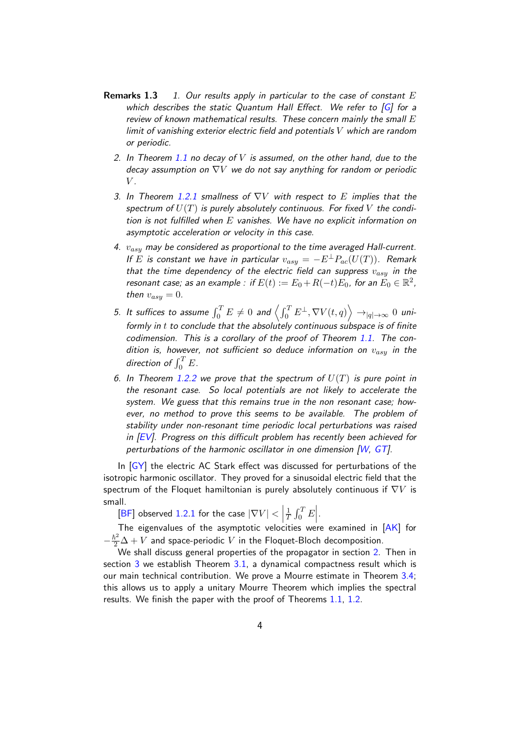**Remarks 1.3** *1. Our results apply in particular to the case of constant $E$ which describes the static Quantum Hall Effect. We refer to [G] for a review of known mathematical results. These concern mainly the small $E$ limit of vanishing exterior electric field and potentials $V$ which are random or periodic.*

2. *In Theorem 1.1 no decay of $V$ is assumed, on the other hand, due to the decay assumption on $\nabla V$ we do not say anything for random or periodic $V$.*

3. *In Theorem 1.2.1 smallness of $\nabla V$ with respect to $E$ implies that the spectrum of $U(T)$ is purely absolutely continuous. For fixed $V$ the condition is not fulfilled when $E$ vanishes. We have no explicit information on asymptotic acceleration or velocity in this case.*

4. *$v_{asy}$ may be considered as proportional to the time averaged Hall-current. If $E$ is constant we have in particular $v_{asy} = -E^{\perp} P_{ac}(U(T))$. Remark that the time dependency of the electric field can suppress $v_{asy}$ in the resonant case; as an example : if $E(t) := E_0 + R(-t)E_0$, for an $E_0 \in \mathbb{R}^2$, then $v_{asy} = 0$.*

5. *It suffices to assume $\int_0^T E \neq 0$ and $\left\langle \int_0^T E^{\perp}, \nabla V(t,q) \right\rangle \to_{|q|\to\infty} 0$ uniformly in $t$ to conclude that the absolutely continuous subspace is of finite codimension. This is a corollary of the proof of Theorem 1.1. The condition is, however, not sufficient so deduce information on $v_{asy}$ in the direction of $\int_0^T E$.*

6. *In Theorem 1.2.2 we prove that the spectrum of $U(T)$ is pure point in the resonant case. So local potentials are not likely to accelerate the system. We guess that this remains true in the non resonant case; however, no method to prove this seems to be available. The problem of stability under non-resonant time periodic local perturbations was raised in [EV]. Progress on this difficult problem has recently been achieved for perturbations of the harmonic oscillator in one dimension [W, GT].*

In [GY] the electric AC Stark effect was discussed for perturbations of the isotropic harmonic oscillator. They proved for a sinusoidal electric field that the spectrum of the Floquet hamiltonian is purely absolutely continuous if $\nabla V$ is small.

[BF] observed 1.2.1 for the case $|\nabla V| < \left| \frac{1}{T} \int_0^T E \right|$.

The eigenvalues of the asymptotic velocities were examined in [AK] for $-\frac{\hbar^2}{2}\Delta + V$ and space-periodic $V$ in the Floquet-Bloch decomposition.

We shall discuss general properties of the propagator in section 2. Then in section 3 we establish Theorem 3.1, a dynamical compactness result which is our main technical contribution. We prove a Mourre estimate in Theorem 3.4; this allows us to apply a unitary Mourre Theorem which implies the spectral results. We finish the paper with the proof of Theorems 1.1, 1.2.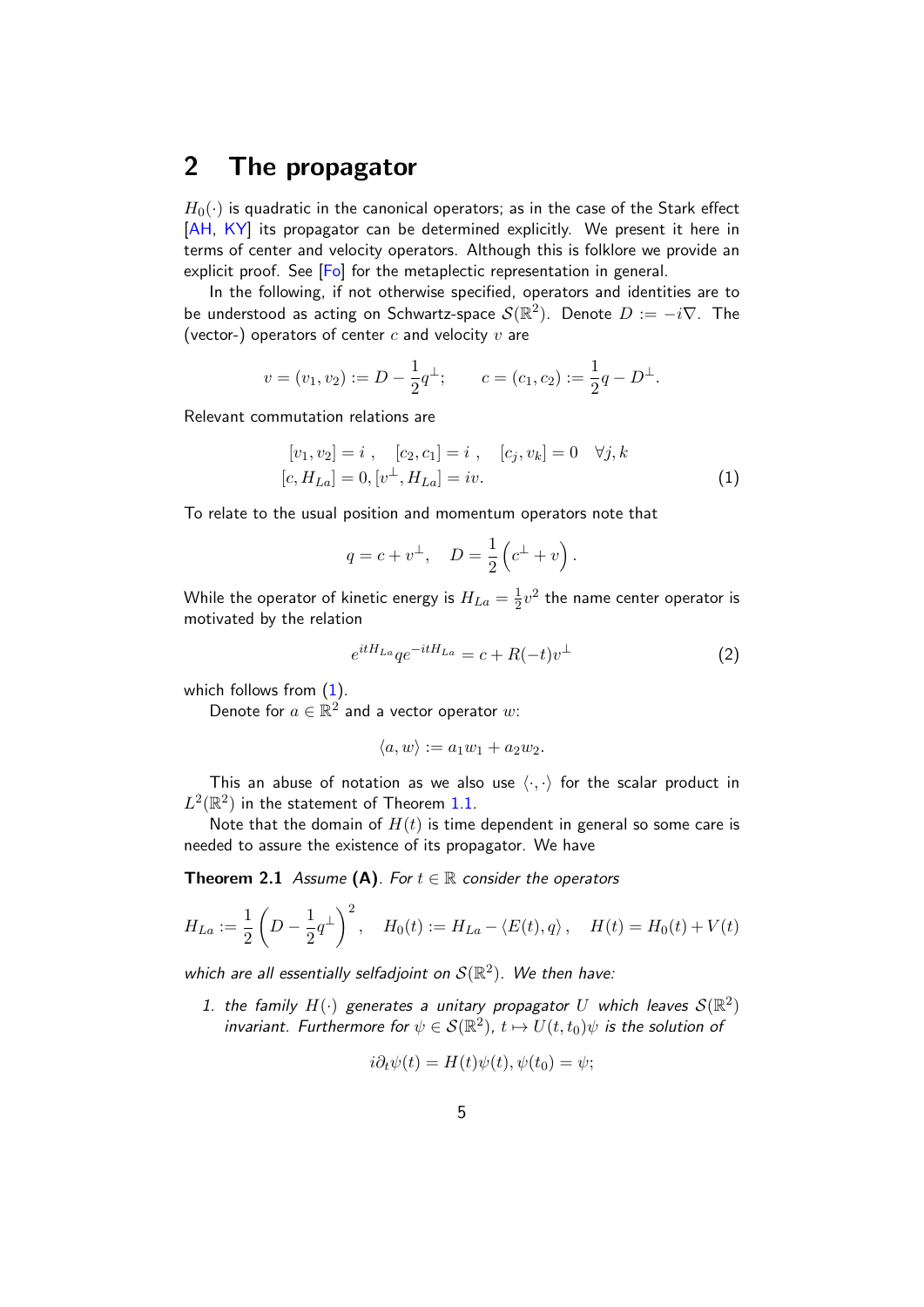## 2 The propagator

$H_0(\cdot)$ is quadratic in the canonical operators; as in the case of the Stark effect [AH, KY] its propagator can be determined explicitly. We present it here in terms of center and velocity operators. Although this is folklore we provide an explicit proof. See [Fo] for the metaplectic representation in general.

In the following, if not otherwise specified, operators and identities are to be understood as acting on Schwartz-space $\mathcal{S}(\mathbb{R}^2)$. Denote $D := -i\nabla$. The (vector-) operators of center $c$ and velocity $v$ are

$$v = (v_1, v_2) := D - \frac{1}{2}q^{\perp}; \qquad c = (c_1, c_2) := \frac{1}{2}q - D^{\perp}.$$

Relevant commutation relations are

$$\begin{aligned} [v_1, v_2] = i \ , \quad [c_2, c_1] = i \ , \quad [c_j, v_k] = 0 \quad \forall j, k \\ [c, H_{La}] = 0, [v^{\perp}, H_{La}] = iv. \end{aligned} \tag{1}$$

To relate to the usual position and momentum operators note that

$$q = c + v^{\perp}, \quad D = \frac{1}{2}\left(c^{\perp} + v\right).$$

While the operator of kinetic energy is $H_{La} = \frac{1}{2}v^2$ the name center operator is motivated by the relation

$$e^{itH_{La}} q e^{-itH_{La}} = c + R(-t)v^{\perp} \tag{2}$$

which follows from (1).

Denote for $a \in \mathbb{R}^2$ and a vector operator $w$:

$$\langle a, w \rangle := a_1 w_1 + a_2 w_2.$$

This an abuse of notation as we also use $\langle \cdot, \cdot \rangle$ for the scalar product in $L^2(\mathbb{R}^2)$ in the statement of Theorem 1.1.

Note that the domain of $H(t)$ is time dependent in general so some care is needed to assure the existence of its propagator. We have

**Theorem 2.1** *Assume* **(A)**. *For $t \in \mathbb{R}$ consider the operators*

$$H_{La} := \frac{1}{2}\left(D - \frac{1}{2}q^{\perp}\right)^2, \quad H_0(t) := H_{La} - \langle E(t), q \rangle, \quad H(t) = H_0(t) + V(t)$$

*which are all essentially selfadjoint on $\mathcal{S}(\mathbb{R}^2)$. We then have:*

1. *the family $H(\cdot)$ generates a unitary propagator $U$ which leaves $\mathcal{S}(\mathbb{R}^2)$ invariant. Furthermore for $\psi \in \mathcal{S}(\mathbb{R}^2)$, $t \mapsto U(t, t_0)\psi$ is the solution of*

$$i\partial_t \psi(t) = H(t)\psi(t), \psi(t_0) = \psi;$$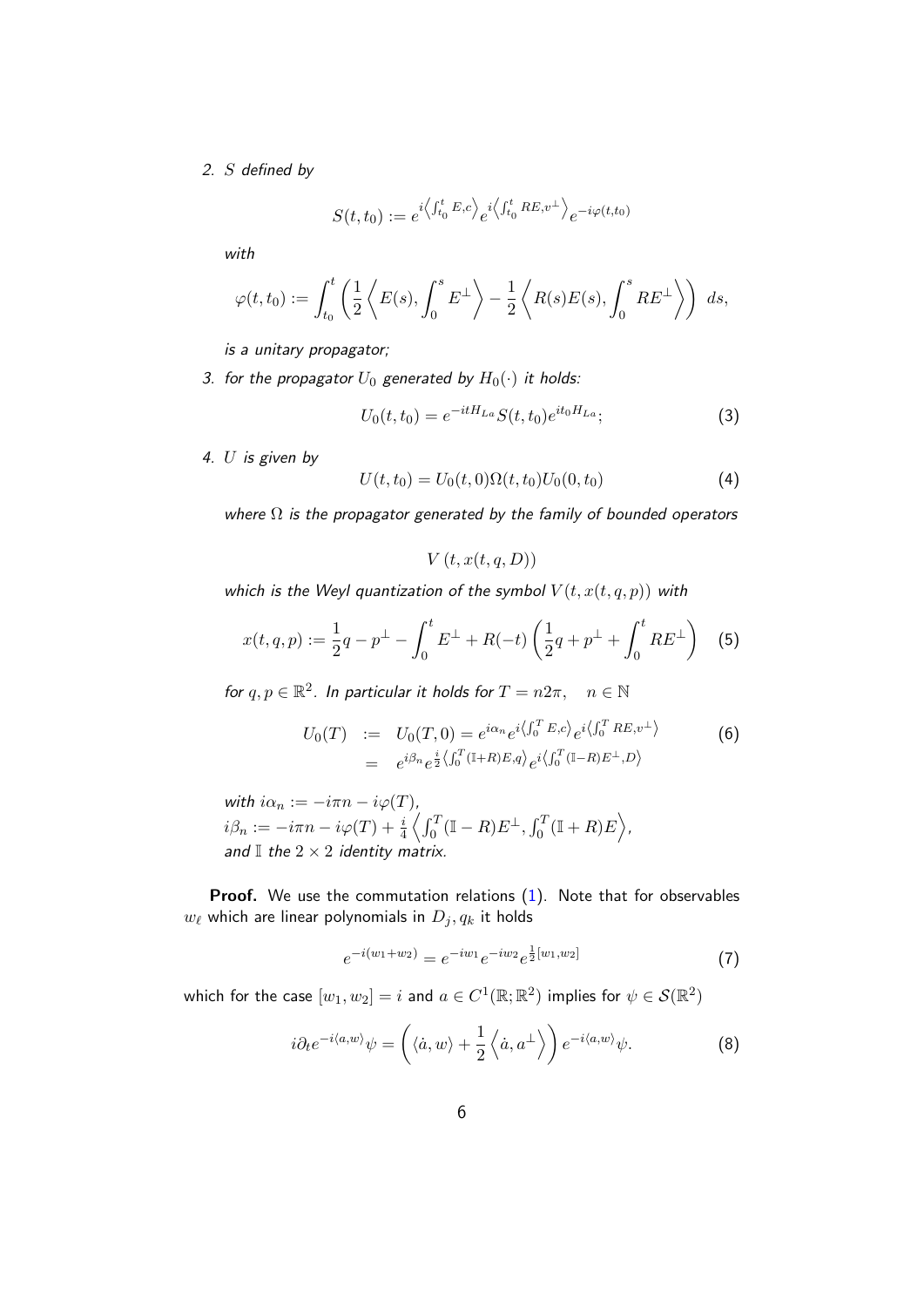*2. $S$ defined by*

$$S(t,t_0) := e^{i\left\langle \int_{t_0}^t E, c\right\rangle} e^{i\left\langle \int_{t_0}^t RE, v^\perp\right\rangle} e^{-i\varphi(t,t_0)}$$

*with*

$$\varphi(t,t_0) := \int_{t_0}^t \left( \frac{1}{2}\left\langle E(s), \int_0^s E^\perp \right\rangle - \frac{1}{2}\left\langle R(s)E(s), \int_0^s RE^\perp \right\rangle \right) \, ds,$$

*is a unitary propagator;*

*3. for the propagator $U_0$ generated by $H_0(\cdot)$ it holds:*

$$U_0(t,t_0) = e^{-itH_{La}} S(t,t_0) e^{it_0 H_{La}}; \tag{3}$$

*4. $U$ is given by*

$$U(t,t_0) = U_0(t,0)\Omega(t,t_0)U_0(0,t_0) \tag{4}$$

*where $\Omega$ is the propagator generated by the family of bounded operators*

$$V\left(t, x(t,q,D)\right)$$

*which is the Weyl quantization of the symbol $V(t,x(t,q,p))$ with*

$$x(t,q,p) := \frac{1}{2}q - p^\perp - \int_0^t E^\perp + R(-t)\left(\frac{1}{2}q + p^\perp + \int_0^t RE^\perp\right) \tag{5}$$

*for $q,p \in \mathbb{R}^2$. In particular it holds for $T = n2\pi, \quad n \in \mathbb{N}$*

$$\begin{aligned} U_0(T) &:= U_0(T,0) = e^{i\alpha_n} e^{i\left\langle \int_0^T E, c\right\rangle} e^{i\left\langle \int_0^T RE, v^\perp\right\rangle} \\ &= e^{i\beta_n} e^{\frac{i}{2}\left\langle \int_0^T (\mathbb{I}+R)E, q\right\rangle} e^{i\left\langle \int_0^T (\mathbb{I}-R)E^\perp, D\right\rangle} \end{aligned} \tag{6}$$

*with $i\alpha_n := -i\pi n - i\varphi(T)$,*
*$i\beta_n := -i\pi n - i\varphi(T) + \frac{i}{4}\left\langle \int_0^T (\mathbb{I}-R)E^\perp, \int_0^T (\mathbb{I}+R)E \right\rangle$,*
*and $\mathbb{I}$ the $2\times 2$ identity matrix.*

**Proof.** We use the commutation relations (1). Note that for observables $w_\ell$ which are linear polynomials in $D_j, q_k$ it holds

$$e^{-i(w_1+w_2)} = e^{-iw_1} e^{-iw_2} e^{\frac{1}{2}[w_1,w_2]} \tag{7}$$

which for the case $[w_1,w_2] = i$ and $a \in C^1(\mathbb{R};\mathbb{R}^2)$ implies for $\psi \in \mathcal{S}(\mathbb{R}^2)$

$$i\partial_t e^{-i\langle a,w\rangle}\psi = \left( \langle \dot{a}, w\rangle + \frac{1}{2}\left\langle \dot{a}, a^\perp \right\rangle \right) e^{-i\langle a,w\rangle}\psi. \tag{8}$$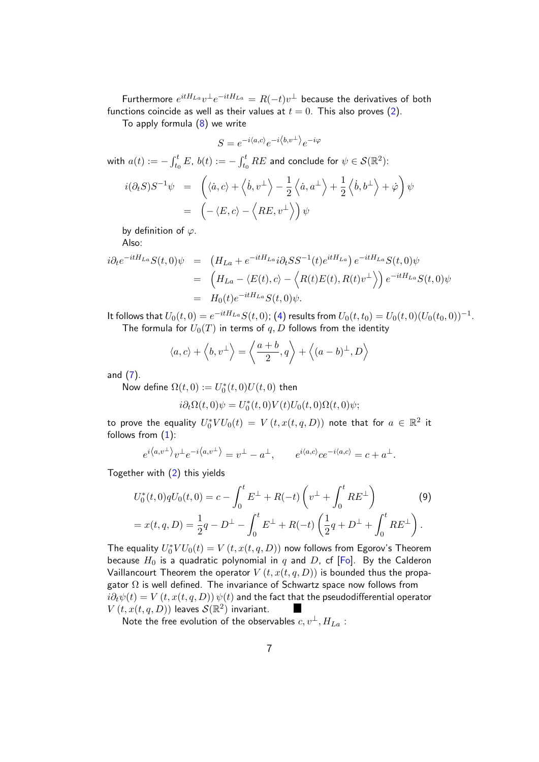Furthermore $e^{itH_{La}}v^{\perp}e^{-itH_{La}} = R(-t)v^{\perp}$ because the derivatives of both functions coincide as well as their values at $t=0$. This also proves (2).

To apply formula (8) we write

$$S = e^{-i\langle a,c\rangle}e^{-i\left\langle b,v^{\perp}\right\rangle}e^{-i\varphi}$$

with $a(t) := -\int_{t_0}^{t} E$, $b(t) := -\int_{t_0}^{t} RE$ and conclude for $\psi \in \mathcal{S}(\mathbb{R}^2)$:

$$\begin{aligned}
i(\partial_t S)S^{-1}\psi &= \left(\langle \dot{a}, c\rangle + \left\langle \dot{b}, v^{\perp}\right\rangle - \frac{1}{2}\left\langle \dot{a}, a^{\perp}\right\rangle + \frac{1}{2}\left\langle \dot{b}, b^{\perp}\right\rangle + \dot{\varphi}\right)\psi \\
&= \left(-\langle E, c\rangle - \left\langle RE, v^{\perp}\right\rangle\right)\psi
\end{aligned}$$

by definition of $\varphi$.

Also:

$$\begin{aligned}
i\partial_t e^{-itH_{La}}S(t,0)\psi &= \left(H_{La} + e^{-itH_{La}}i\partial_t SS^{-1}(t)e^{itH_{La}}\right)e^{-itH_{La}}S(t,0)\psi \\
&= \left(H_{La} - \langle E(t), c\rangle - \left\langle R(t)E(t), R(t)v^{\perp}\right\rangle\right)e^{-itH_{La}}S(t,0)\psi \\
&= H_0(t)e^{-itH_{La}}S(t,0)\psi.
\end{aligned}$$

It follows that $U_0(t,0) = e^{-itH_{La}}S(t,0)$; (4) results from $U_0(t,t_0) = U_0(t,0)(U_0(t_0,0))^{-1}$.

The formula for $U_0(T)$ in terms of $q, D$ follows from the identity

$$\langle a,c\rangle + \left\langle b, v^{\perp}\right\rangle = \left\langle \frac{a+b}{2}, q\right\rangle + \left\langle (a-b)^{\perp}, D\right\rangle$$

and (7).

Now define $\Omega(t,0) := U_0^*(t,0)U(t,0)$ then

$$i\partial_t\Omega(t,0)\psi = U_0^*(t,0)V(t)U_0(t,0)\Omega(t,0)\psi;$$

to prove the equality $U_0^*VU_0(t) = V\left(t, x(t,q,D)\right)$ note that for $a \in \mathbb{R}^2$ it follows from (1):

$$e^{i\left\langle a,v^{\perp}\right\rangle}v^{\perp}e^{-i\left\langle a,v^{\perp}\right\rangle} = v^{\perp} - a^{\perp}, \qquad e^{i\langle a,c\rangle}ce^{-i\langle a,c\rangle} = c + a^{\perp}.$$

Together with (2) this yields

$$\begin{aligned}
&U_0^*(t,0)qU_0(t,0) = c - \int_0^t E^{\perp} + R(-t)\left(v^{\perp} + \int_0^t RE^{\perp}\right) \qquad (9)\\
&= x(t,q,D) = \frac{1}{2}q - D^{\perp} - \int_0^t E^{\perp} + R(-t)\left(\frac{1}{2}q + D^{\perp} + \int_0^t RE^{\perp}\right).
\end{aligned}$$

The equality $U_0^*VU_0(t) = V\left(t, x(t,q,D)\right)$ now follows from Egorov's Theorem because $H_0$ is a quadratic polynomial in $q$ and $D$, cf [Fo]. By the Calderon Vaillancourt Theorem the operator $V\left(t, x(t,q,D)\right)$ is bounded thus the propagator $\Omega$ is well defined. The invariance of Schwartz space now follows from $i\partial_t\psi(t) = V\left(t, x(t,q,D)\right)\psi(t)$ and the fact that the pseudodifferential operator $V\left(t, x(t,q,D)\right)$ leaves $\mathcal{S}(\mathbb{R}^2)$ invariant. ∎

Note the free evolution of the observables $c, v^{\perp}, H_{La}$ :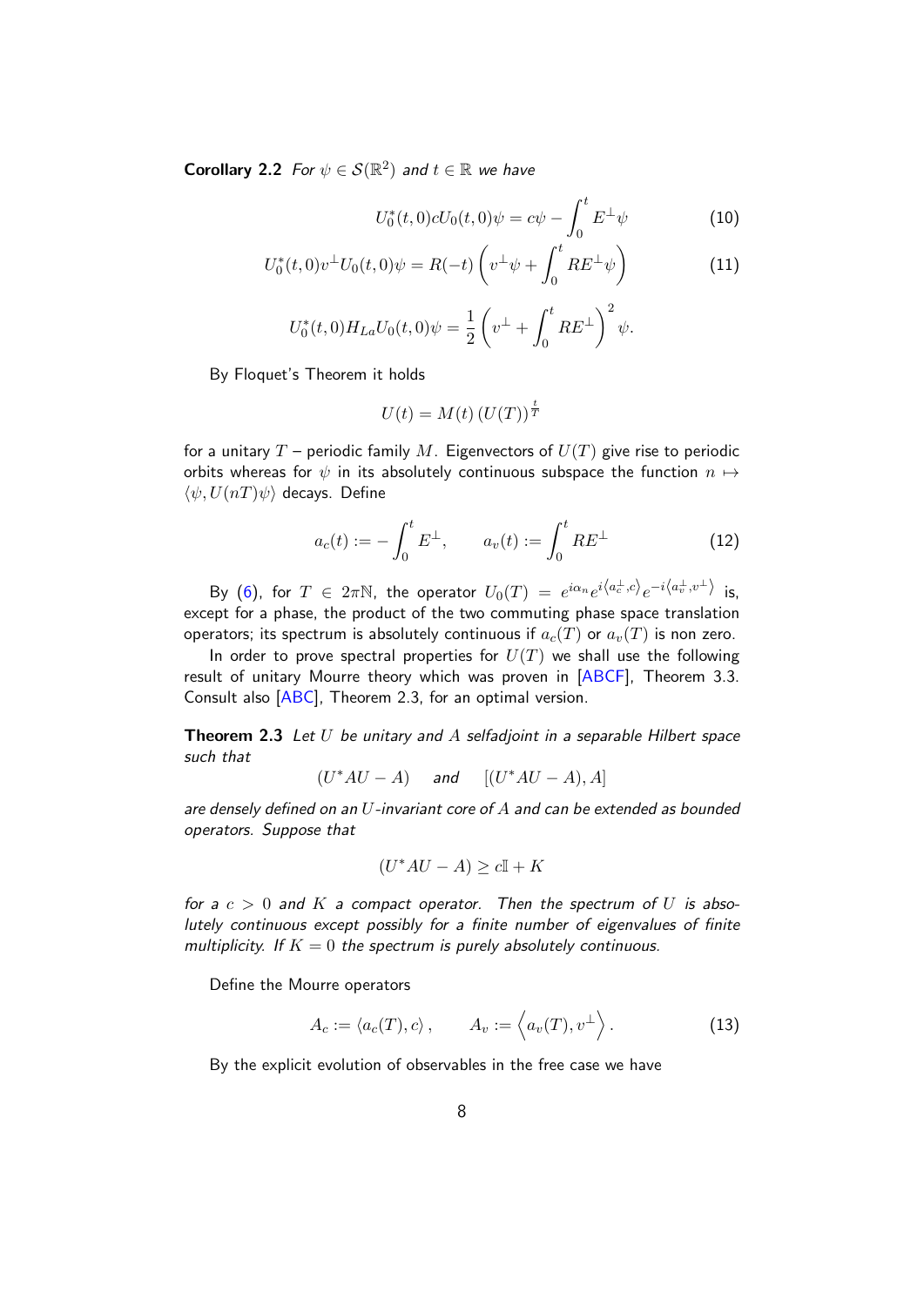**Corollary 2.2** *For $\psi \in \mathcal{S}(\mathbb{R}^2)$ and $t \in \mathbb{R}$ we have*

$$U_0^*(t,0) c U_0(t,0)\psi = c\psi - \int_0^t E^\perp \psi \tag{10}$$

$$U_0^*(t,0) v^\perp U_0(t,0)\psi = R(-t)\left(v^\perp \psi + \int_0^t R E^\perp \psi\right) \tag{11}$$

$$U_0^*(t,0) H_{La} U_0(t,0)\psi = \frac{1}{2}\left(v^\perp + \int_0^t R E^\perp\right)^2 \psi.$$

By Floquet's Theorem it holds

$$U(t) = M(t)\,(U(T))^{\frac{t}{T}}$$

for a unitary $T$ – periodic family $M$. Eigenvectors of $U(T)$ give rise to periodic orbits whereas for $\psi$ in its absolutely continuous subspace the function $n \mapsto \langle \psi, U(nT)\psi\rangle$ decays. Define

$$a_c(t) := -\int_0^t E^\perp, \qquad a_v(t) := \int_0^t R E^\perp \tag{12}$$

By (6), for $T \in 2\pi\mathbb{N}$, the operator $U_0(T) = e^{i\alpha_n} e^{i\langle a_c^\perp, c\rangle} e^{-i\langle a_v^\perp, v^\perp\rangle}$ is, except for a phase, the product of the two commuting phase space translation operators; its spectrum is absolutely continuous if $a_c(T)$ or $a_v(T)$ is non zero.

In order to prove spectral properties for $U(T)$ we shall use the following result of unitary Mourre theory which was proven in [ABCF], Theorem 3.3. Consult also [ABC], Theorem 2.3, for an optimal version.

**Theorem 2.3** *Let $U$ be unitary and $A$ selfadjoint in a separable Hilbert space such that*

$$(U^*AU - A) \quad \textit{and} \quad [(U^*AU - A), A]$$

*are densely defined on an $U$-invariant core of $A$ and can be extended as bounded operators. Suppose that*

$$(U^*AU - A) \geq c\mathbb{I} + K$$

*for a $c > 0$ and $K$ a compact operator. Then the spectrum of $U$ is absolutely continuous except possibly for a finite number of eigenvalues of finite multiplicity. If $K = 0$ the spectrum is purely absolutely continuous.*

Define the Mourre operators

$$A_c := \langle a_c(T), c\rangle, \qquad A_v := \left\langle a_v(T), v^\perp\right\rangle. \tag{13}$$

By the explicit evolution of observables in the free case we have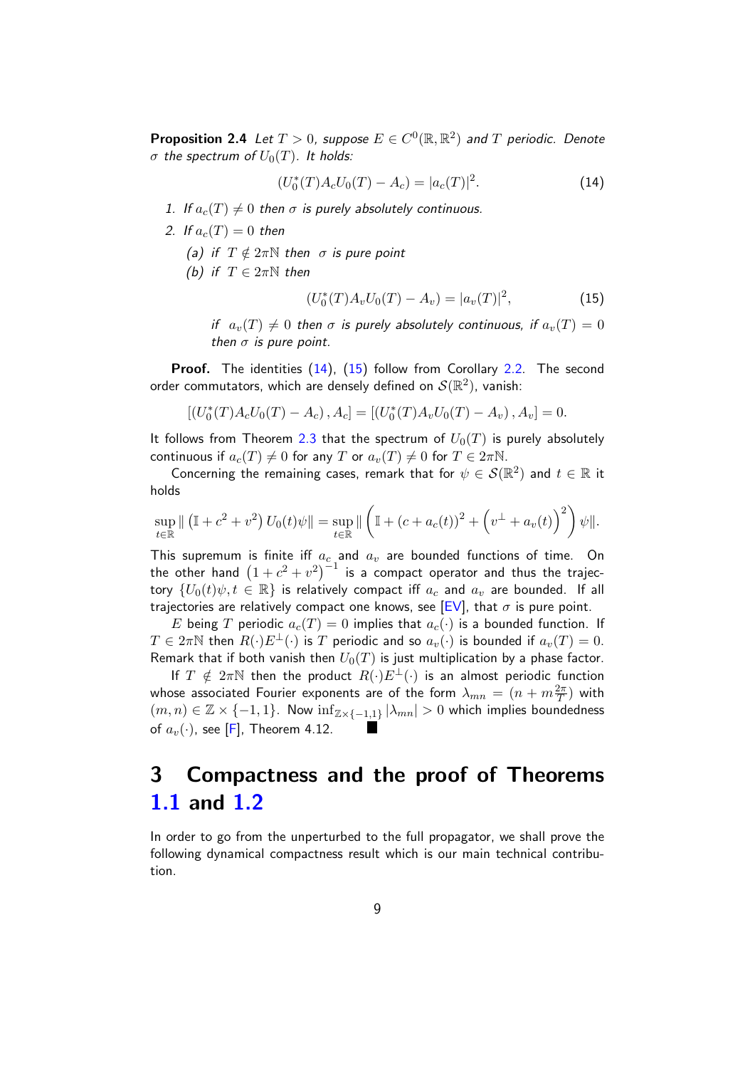**Proposition 2.4** *Let $T > 0$, suppose $E \in C^0(\mathbb{R}, \mathbb{R}^2)$ and $T$ periodic. Denote $\sigma$ the spectrum of $U_0(T)$. It holds:*

$$(U_0^*(T) A_c U_0(T) - A_c) = |a_c(T)|^2. \tag{14}$$

1. *If $a_c(T) \neq 0$ then $\sigma$ is purely absolutely continuous.*
2. *If $a_c(T) = 0$ then*
   (a) *if $T \notin 2\pi\mathbb{N}$ then $\sigma$ is pure point*
   (b) *if $T \in 2\pi\mathbb{N}$ then*
   $$(U_0^*(T) A_v U_0(T) - A_v) = |a_v(T)|^2, \tag{15}$$
   *if $a_v(T) \neq 0$ then $\sigma$ is purely absolutely continuous, if $a_v(T) = 0$ then $\sigma$ is pure point.*

**Proof.** The identities (14), (15) follow from Corollary 2.2. The second order commutators, which are densely defined on $\mathcal{S}(\mathbb{R}^2)$, vanish:

$$[(U_0^*(T) A_c U_0(T) - A_c), A_c] = [(U_0^*(T) A_v U_0(T) - A_v), A_v] = 0.$$

It follows from Theorem 2.3 that the spectrum of $U_0(T)$ is purely absolutely continuous if $a_c(T) \neq 0$ for any $T$ or $a_v(T) \neq 0$ for $T \in 2\pi\mathbb{N}$.

Concerning the remaining cases, remark that for $\psi \in \mathcal{S}(\mathbb{R}^2)$ and $t \in \mathbb{R}$ it holds

$$\sup_{t \in \mathbb{R}} \| \left(\mathbb{I} + c^2 + v^2\right) U_0(t)\psi\| = \sup_{t \in \mathbb{R}} \| \left(\mathbb{I} + (c + a_c(t))^2 + \left(v^\perp + a_v(t)\right)^2\right) \psi\|.$$

This supremum is finite iff $a_c$ and $a_v$ are bounded functions of time. On the other hand $\left(1 + c^2 + v^2\right)^{-1}$ is a compact operator and thus the trajectory $\{U_0(t)\psi, t \in \mathbb{R}\}$ is relatively compact iff $a_c$ and $a_v$ are bounded. If all trajectories are relatively compact one knows, see [EV], that $\sigma$ is pure point.

$E$ being $T$ periodic $a_c(T) = 0$ implies that $a_c(\cdot)$ is a bounded function. If $T \in 2\pi\mathbb{N}$ then $R(\cdot)E^\perp(\cdot)$ is $T$ periodic and so $a_v(\cdot)$ is bounded if $a_v(T) = 0$. Remark that if both vanish then $U_0(T)$ is just multiplication by a phase factor.

If $T \notin 2\pi\mathbb{N}$ then the product $R(\cdot)E^\perp(\cdot)$ is an almost periodic function whose associated Fourier exponents are of the form $\lambda_{mn} = (n + m\frac{2\pi}{T})$ with $(m, n) \in \mathbb{Z} \times \{-1, 1\}$. Now $\inf_{\mathbb{Z}\times\{-1,1\}} |\lambda_{mn}| > 0$ which implies boundedness of $a_v(\cdot)$, see [F], Theorem 4.12. ∎

# 3 Compactness and the proof of Theorems 1.1 and 1.2

In order to go from the unperturbed to the full propagator, we shall prove the following dynamical compactness result which is our main technical contribution.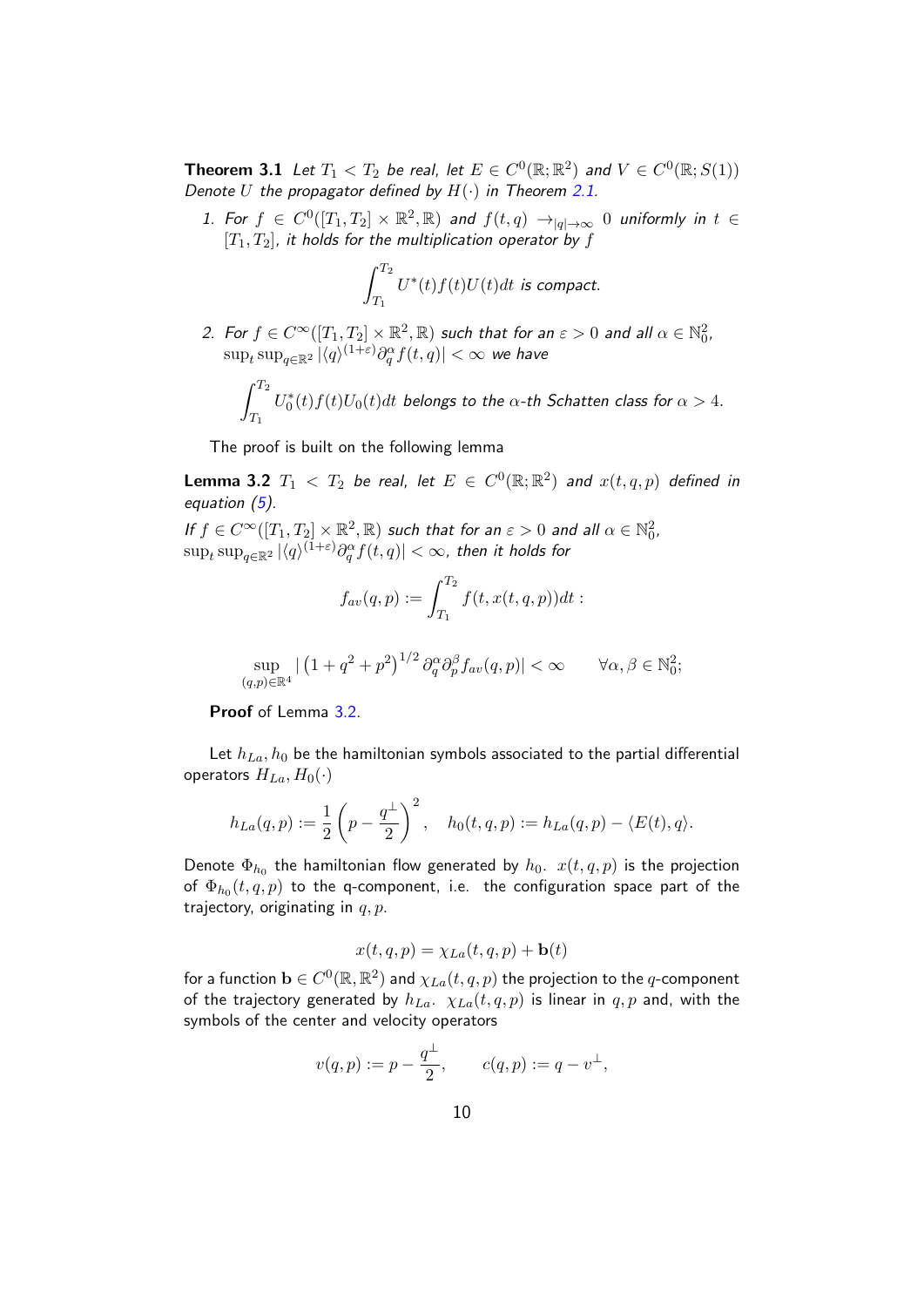**Theorem 3.1** *Let $T_1 < T_2$ be real, let $E \in C^0(\mathbb{R};\mathbb{R}^2)$ and $V \in C^0(\mathbb{R}; S(1))$ Denote $U$ the propagator defined by $H(\cdot)$ in Theorem 2.1.*

1. *For $f \in C^0([T_1, T_2] \times \mathbb{R}^2, \mathbb{R})$ and $f(t,q) \to_{|q|\to\infty} 0$ uniformly in $t \in [T_1, T_2]$, it holds for the multiplication operator by $f$*

$$\int_{T_1}^{T_2} U^*(t) f(t) U(t) dt \text{ is compact.}$$

2. *For $f \in C^\infty([T_1, T_2] \times \mathbb{R}^2, \mathbb{R})$ such that for an $\varepsilon > 0$ and all $\alpha \in \mathbb{N}_0^2$, $\sup_t \sup_{q\in\mathbb{R}^2} |\langle q\rangle^{(1+\varepsilon)} \partial_q^\alpha f(t,q)| < \infty$ we have*

$$\int_{T_1}^{T_2} U_0^*(t) f(t) U_0(t) dt \text{ belongs to the } \alpha\text{-th Schatten class for } \alpha > 4.$$

The proof is built on the following lemma

**Lemma 3.2** *$T_1 < T_2$ be real, let $E \in C^0(\mathbb{R};\mathbb{R}^2)$ and $x(t,q,p)$ defined in equation (5).*

*If $f \in C^\infty([T_1, T_2] \times \mathbb{R}^2, \mathbb{R})$ such that for an $\varepsilon > 0$ and all $\alpha \in \mathbb{N}_0^2$, $\sup_t \sup_{q\in\mathbb{R}^2} |\langle q\rangle^{(1+\varepsilon)} \partial_q^\alpha f(t,q)| < \infty$, then it holds for*

$$f_{av}(q,p) := \int_{T_1}^{T_2} f(t, x(t,q,p)) dt :$$

$$\sup_{(q,p)\in\mathbb{R}^4} |\left(1 + q^2 + p^2\right)^{1/2} \partial_q^\alpha \partial_p^\beta f_{av}(q,p)| < \infty \qquad \forall \alpha, \beta \in \mathbb{N}_0^2;$$

**Proof** of Lemma 3.2.

Let $h_{La}, h_0$ be the hamiltonian symbols associated to the partial differential operators $H_{La}, H_0(\cdot)$

$$h_{La}(q,p) := \frac{1}{2}\left(p - \frac{q^\perp}{2}\right)^2, \quad h_0(t,q,p) := h_{La}(q,p) - \langle E(t), q\rangle.$$

Denote $\Phi_{h_0}$ the hamiltonian flow generated by $h_0$. $x(t,q,p)$ is the projection of $\Phi_{h_0}(t,q,p)$ to the q-component, i.e. the configuration space part of the trajectory, originating in $q, p$.

$$x(t,q,p) = \chi_{La}(t,q,p) + \mathbf{b}(t)$$

for a function $\mathbf{b} \in C^0(\mathbb{R}, \mathbb{R}^2)$ and $\chi_{La}(t,q,p)$ the projection to the $q$-component of the trajectory generated by $h_{La}$. $\chi_{La}(t,q,p)$ is linear in $q, p$ and, with the symbols of the center and velocity operators

$$v(q,p) := p - \frac{q^\perp}{2}, \qquad c(q,p) := q - v^\perp,$$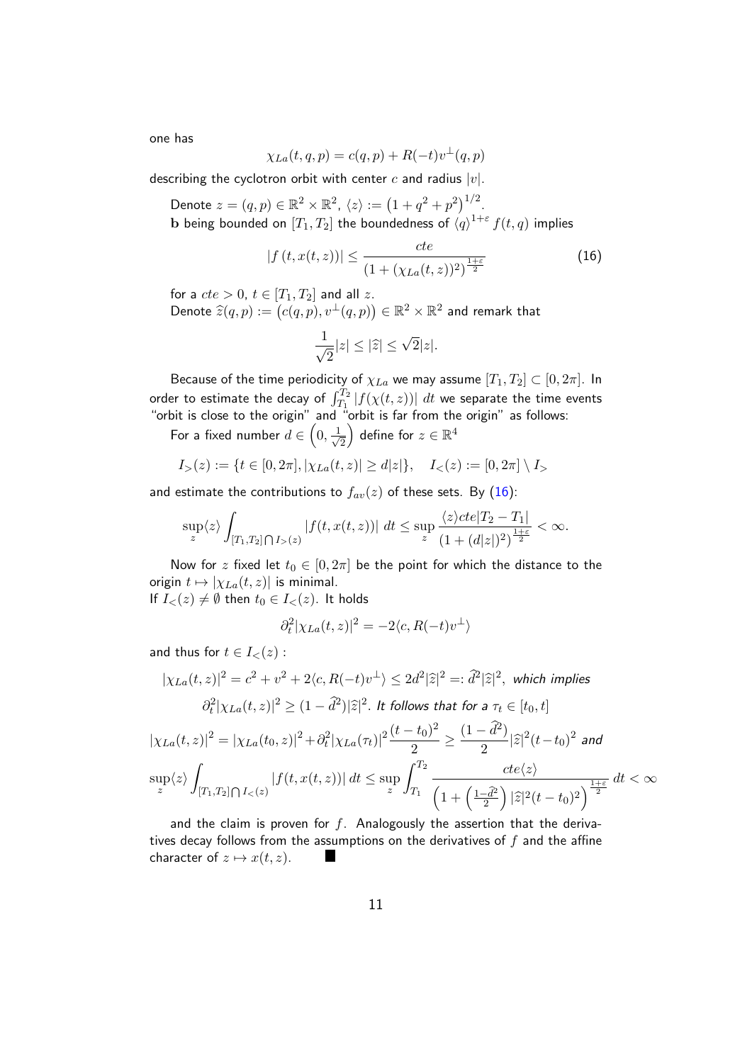one has

$$\chi_{La}(t,q,p) = c(q,p) + R(-t)v^{\perp}(q,p)$$

describing the cyclotron orbit with center $c$ and radius $|v|$.

Denote $z = (q,p) \in \mathbb{R}^2 \times \mathbb{R}^2$, $\langle z \rangle := \left(1+q^2+p^2\right)^{1/2}$.

$\mathbf{b}$ being bounded on $[T_1, T_2]$ the boundedness of $\langle q \rangle^{1+\varepsilon} f(t,q)$ implies

$$|f(t, x(t,z))| \leq \frac{cte}{\left(1+(\chi_{La}(t,z))^2\right)^{\frac{1+\varepsilon}{2}}} \tag{16}$$

for a $cte > 0$, $t \in [T_1, T_2]$ and all $z$.

Denote $\widehat{z}(q,p) := \left(c(q,p), v^{\perp}(q,p)\right) \in \mathbb{R}^2 \times \mathbb{R}^2$ and remark that

$$\frac{1}{\sqrt{2}}|z| \leq |\widehat{z}| \leq \sqrt{2}|z|.$$

Because of the time periodicity of $\chi_{La}$ we may assume $[T_1, T_2] \subset [0, 2\pi]$. In order to estimate the decay of $\int_{T_1}^{T_2} |f(\chi(t,z))| \, dt$ we separate the time events "orbit is close to the origin" and "orbit is far from the origin" as follows:

For a fixed number $d \in \left(0, \frac{1}{\sqrt{2}}\right)$ define for $z \in \mathbb{R}^4$

$$I_>(z) := \{t \in [0,2\pi], |\chi_{La}(t,z)| \geq d|z|\}, \quad I_<(z) := [0,2\pi] \setminus I_>$$

and estimate the contributions to $f_{av}(z)$ of these sets. By (16):

$$\sup_z \langle z \rangle \int_{[T_1,T_2] \bigcap I_>(z)} |f(t, x(t,z))| \, dt \leq \sup_z \frac{\langle z \rangle cte |T_2 - T_1|}{\left(1+(d|z|)^2\right)^{\frac{1+\varepsilon}{2}}} < \infty.$$

Now for $z$ fixed let $t_0 \in [0, 2\pi]$ be the point for which the distance to the origin $t \mapsto |\chi_{La}(t,z)|$ is minimal.

If $I_<(z) \neq \emptyset$ then $t_0 \in I_<(z)$. It holds

$$\partial_t^2 |\chi_{La}(t,z)|^2 = -2\langle c, R(-t)v^{\perp} \rangle$$

and thus for $t \in I_<(z)$ :

$$|\chi_{La}(t,z)|^2 = c^2 + v^2 + 2\langle c, R(-t)v^{\perp} \rangle \leq 2d^2 |\widehat{z}|^2 =: \widehat{d}^2 |\widehat{z}|^2, \textit{ which implies}$$

$$\partial_t^2 |\chi_{La}(t,z)|^2 \geq (1-\widehat{d}^2)|\widehat{z}|^2. \textit{ It follows that for a } \tau_t \in [t_0, t]$$

$$|\chi_{La}(t,z)|^2 = |\chi_{La}(t_0,z)|^2 + \partial_t^2 |\chi_{La}(\tau_t)|^2 \frac{(t-t_0)^2}{2} \geq \frac{(1-\widehat{d}^2)}{2} |\widehat{z}|^2 (t-t_0)^2 \textit{ and}$$

$$\sup_z \langle z \rangle \int_{[T_1,T_2] \bigcap I_<(z)} |f(t, x(t,z))| \, dt \leq \sup_z \int_{T_1}^{T_2} \frac{cte \langle z \rangle}{\left(1+\left(\frac{1-\widehat{d}^2}{2}\right)|\widehat{z}|^2 (t-t_0)^2\right)^{\frac{1+\varepsilon}{2}}} \, dt < \infty$$

and the claim is proven for $f$. Analogously the assertion that the derivatives decay follows from the assumptions on the derivatives of $f$ and the affine character of $z \mapsto x(t,z)$. ■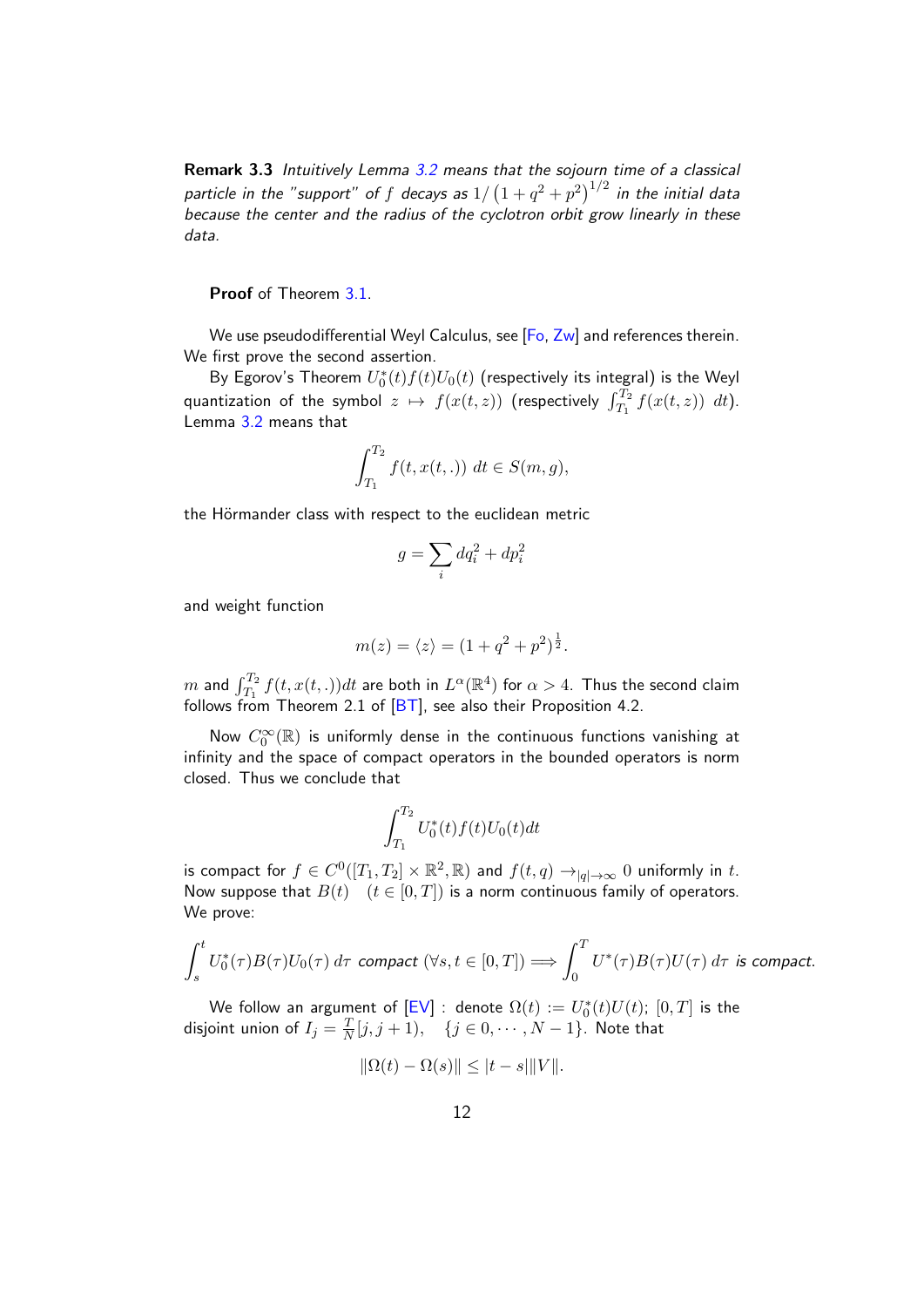**Remark 3.3** *Intuitively Lemma 3.2 means that the sojourn time of a classical particle in the "support" of $f$ decays as $1/\left(1+q^2+p^2\right)^{1/2}$ in the initial data because the center and the radius of the cyclotron orbit grow linearly in these data.*

**Proof** of Theorem 3.1.

We use pseudodifferential Weyl Calculus, see [Fo, Zw] and references therein. We first prove the second assertion.

By Egorov's Theorem $U_0^*(t)f(t)U_0(t)$ (respectively its integral) is the Weyl quantization of the symbol $z \mapsto f(x(t,z))$ (respectively $\int_{T_1}^{T_2} f(x(t,z))\ dt$). Lemma 3.2 means that

$$\int_{T_1}^{T_2} f(t, x(t,.))\ dt \in S(m, g),$$

the Hörmander class with respect to the euclidean metric

$$g = \sum_i dq_i^2 + dp_i^2$$

and weight function

$$m(z) = \langle z \rangle = (1 + q^2 + p^2)^{\frac{1}{2}}.$$

$m$ and $\int_{T_1}^{T_2} f(t, x(t,.))dt$ are both in $L^\alpha(\mathbb{R}^4)$ for $\alpha > 4$. Thus the second claim follows from Theorem 2.1 of [BT], see also their Proposition 4.2.

Now $C_0^\infty(\mathbb{R})$ is uniformly dense in the continuous functions vanishing at infinity and the space of compact operators in the bounded operators is norm closed. Thus we conclude that

$$\int_{T_1}^{T_2} U_0^*(t)f(t)U_0(t)dt$$

is compact for $f \in C^0([T_1, T_2] \times \mathbb{R}^2, \mathbb{R})$ and $f(t,q) \to_{|q| \to \infty} 0$ uniformly in $t$. Now suppose that $B(t) \quad (t \in [0,T])$ is a norm continuous family of operators. We prove:

$$\int_s^t U_0^*(\tau)B(\tau)U_0(\tau)\ d\tau \textit{ compact } (\forall s,t \in [0,T]) \Longrightarrow \int_0^T U^*(\tau)B(\tau)U(\tau)\ d\tau \textit{ is compact.}$$

We follow an argument of [EV] : denote $\Omega(t) := U_0^*(t)U(t)$; $[0,T]$ is the disjoint union of $I_j = \frac{T}{N}[j, j+1), \quad \{j \in 0, \cdots, N-1\}$. Note that

$$\|\Omega(t) - \Omega(s)\| \leq |t-s| \|V\|.$$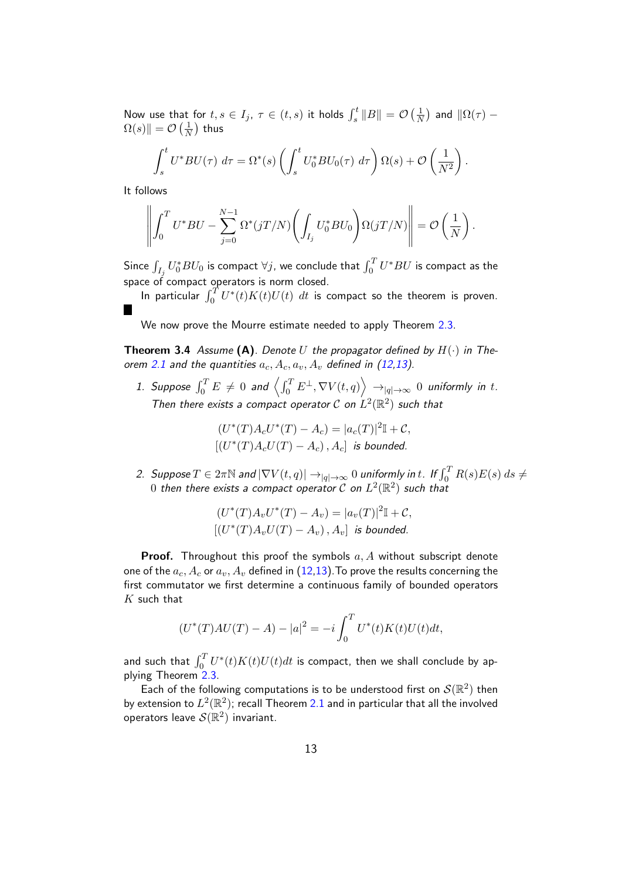Now use that for $t, s \in I_j$, $\tau \in (t,s)$ it holds $\int_s^t \|B\| = \mathcal{O}\left(\frac{1}{N}\right)$ and $\|\Omega(\tau) - \Omega(s)\| = \mathcal{O}\left(\frac{1}{N}\right)$ thus

$$\int_s^t U^* B U(\tau)\; d\tau = \Omega^*(s)\left(\int_s^t U_0^* B U_0(\tau)\; d\tau\right)\Omega(s) + \mathcal{O}\left(\frac{1}{N^2}\right).$$

It follows

$$\left\| \int_0^T U^* B U - \sum_{j=0}^{N-1} \Omega^*(jT/N)\left(\int_{I_j} U_0^* B U_0\right)\Omega(jT/N)\right\| = \mathcal{O}\left(\frac{1}{N}\right).$$

Since $\int_{I_j} U_0^* B U_0$ is compact $\forall j$, we conclude that $\int_0^T U^* B U$ is compact as the space of compact operators is norm closed.

In particular $\int_0^T U^*(t) K(t) U(t)\; dt$ is compact so the theorem is proven. ∎

We now prove the Mourre estimate needed to apply Theorem 2.3.

**Theorem 3.4** *Assume* **(A)**. *Denote $U$ the propagator defined by $H(\cdot)$ in Theorem 2.1 and the quantities $a_c, A_c, a_v, A_v$ defined in (12,13).*

1. *Suppose $\int_0^T E \neq 0$ and $\left\langle \int_0^T E^\perp, \nabla V(t,q)\right\rangle \to_{|q|\to\infty} 0$ uniformly in $t$. Then there exists a compact operator $\mathcal{C}$ on $L^2(\mathbb{R}^2)$ such that*

$$(U^*(T) A_c U^*(T) - A_c) = |a_c(T)|^2 \mathbb{I} + \mathcal{C},$$
$$[(U^*(T) A_c U(T) - A_c), A_c] \text{ is bounded.}$$

2. *Suppose $T \in 2\pi\mathbb{N}$ and $|\nabla V(t,q)| \to_{|q|\to\infty} 0$ uniformly in $t$. If $\int_0^T R(s)E(s)\; ds \neq 0$ then there exists a compact operator $\mathcal{C}$ on $L^2(\mathbb{R}^2)$ such that*

$$(U^*(T) A_v U^*(T) - A_v) = |a_v(T)|^2 \mathbb{I} + \mathcal{C},$$
$$[(U^*(T) A_v U(T) - A_v), A_v] \text{ is bounded.}$$

**Proof.** Throughout this proof the symbols $a, A$ without subscript denote one of the $a_c, A_c$ or $a_v, A_v$ defined in (12,13). To prove the results concerning the first commutator we first determine a continuous family of bounded operators $K$ such that

$$(U^*(T) A U(T) - A) - |a|^2 = -i \int_0^T U^*(t) K(t) U(t) dt,$$

and such that $\int_0^T U^*(t) K(t) U(t) dt$ is compact, then we shall conclude by applying Theorem 2.3.

Each of the following computations is to be understood first on $\mathcal{S}(\mathbb{R}^2)$ then by extension to $L^2(\mathbb{R}^2)$; recall Theorem 2.1 and in particular that all the involved operators leave $\mathcal{S}(\mathbb{R}^2)$ invariant.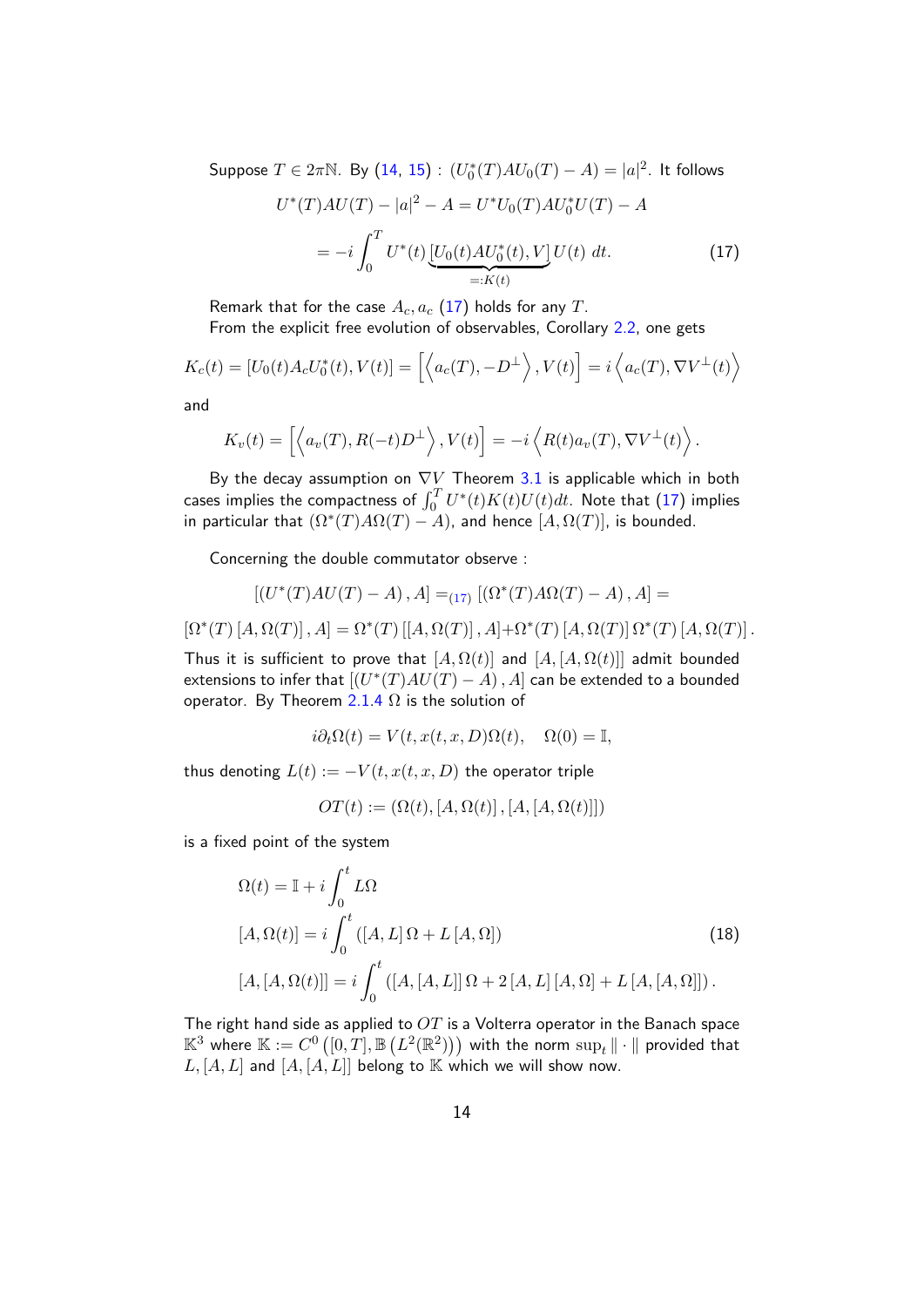Suppose $T \in 2\pi\mathbb{N}$. By (14, 15) : $(U_0^*(T)AU_0(T) - A) = |a|^2$. It follows

$$U^*(T)AU(T) - |a|^2 - A = U^*U_0(T)AU_0^*U(T) - A$$
$$= -i\int_0^T U^*(t)\underbrace{[U_0(t)AU_0^*(t), V]}_{=:K(t)}U(t)\ dt. \tag{17}$$

Remark that for the case $A_c, a_c$ (17) holds for any $T$.

From the explicit free evolution of observables, Corollary 2.2, one gets

$$K_c(t) = [U_0(t)A_cU_0^*(t), V(t)] = \left[\left\langle a_c(T), -D^\perp\right\rangle, V(t)\right] = i\left\langle a_c(T), \nabla V^\perp(t)\right\rangle$$

and

$$K_v(t) = \left[\left\langle a_v(T), R(-t)D^\perp\right\rangle, V(t)\right] = -i\left\langle R(t)a_v(T), \nabla V^\perp(t)\right\rangle.$$

By the decay assumption on $\nabla V$ Theorem 3.1 is applicable which in both cases implies the compactness of $\int_0^T U^*(t)K(t)U(t)dt$. Note that (17) implies in particular that $(\Omega^*(T)A\Omega(T) - A)$, and hence $[A, \Omega(T)]$, is bounded.

Concerning the double commutator observe :

$$\left[\left(U^*(T)AU(T) - A\right), A\right] =_{(17)} \left[\left(\Omega^*(T)A\Omega(T) - A\right), A\right] =$$

$$\left[\Omega^*(T)\left[A, \Omega(T)\right], A\right] = \Omega^*(T)\left[\left[A, \Omega(T)\right], A\right] + \Omega^*(T)\left[A, \Omega(T)\right]\Omega^*(T)\left[A, \Omega(T)\right].$$

Thus it is sufficient to prove that $[A, \Omega(t)]$ and $[A, [A, \Omega(t)]]$ admit bounded extensions to infer that $\left[\left(U^*(T)AU(T) - A\right), A\right]$ can be extended to a bounded operator. By Theorem 2.1.4 $\Omega$ is the solution of

$$i\partial_t\Omega(t) = V(t, x(t, x, D)\Omega(t), \quad \Omega(0) = \mathbb{I},$$

thus denoting $L(t) := -V(t, x(t, x, D)$ the operator triple

$$OT(t) := \left(\Omega(t), \left[A, \Omega(t)\right], \left[A, \left[A, \Omega(t)\right]\right]\right)$$

is a fixed point of the system

$$\begin{aligned}
&\Omega(t) = \mathbb{I} + i\int_0^t L\Omega \\
&[A, \Omega(t)] = i\int_0^t \left(\left[A, L\right]\Omega + L\left[A, \Omega\right]\right) \\
&[A, [A, \Omega(t)]] = i\int_0^t \left(\left[A, \left[A, L\right]\right]\Omega + 2\left[A, L\right]\left[A, \Omega\right] + L\left[A, \left[A, \Omega\right]\right]\right).
\end{aligned} \tag{18}$$

The right hand side as applied to $OT$ is a Volterra operator in the Banach space $\mathbb{K}^3$ where $\mathbb{K} := C^0\left([0, T], \mathbb{B}\left(L^2(\mathbb{R}^2)\right)\right)$ with the norm $\sup_t \|\cdot\|$ provided that $L, [A, L]$ and $[A, [A, L]]$ belong to $\mathbb{K}$ which we will show now.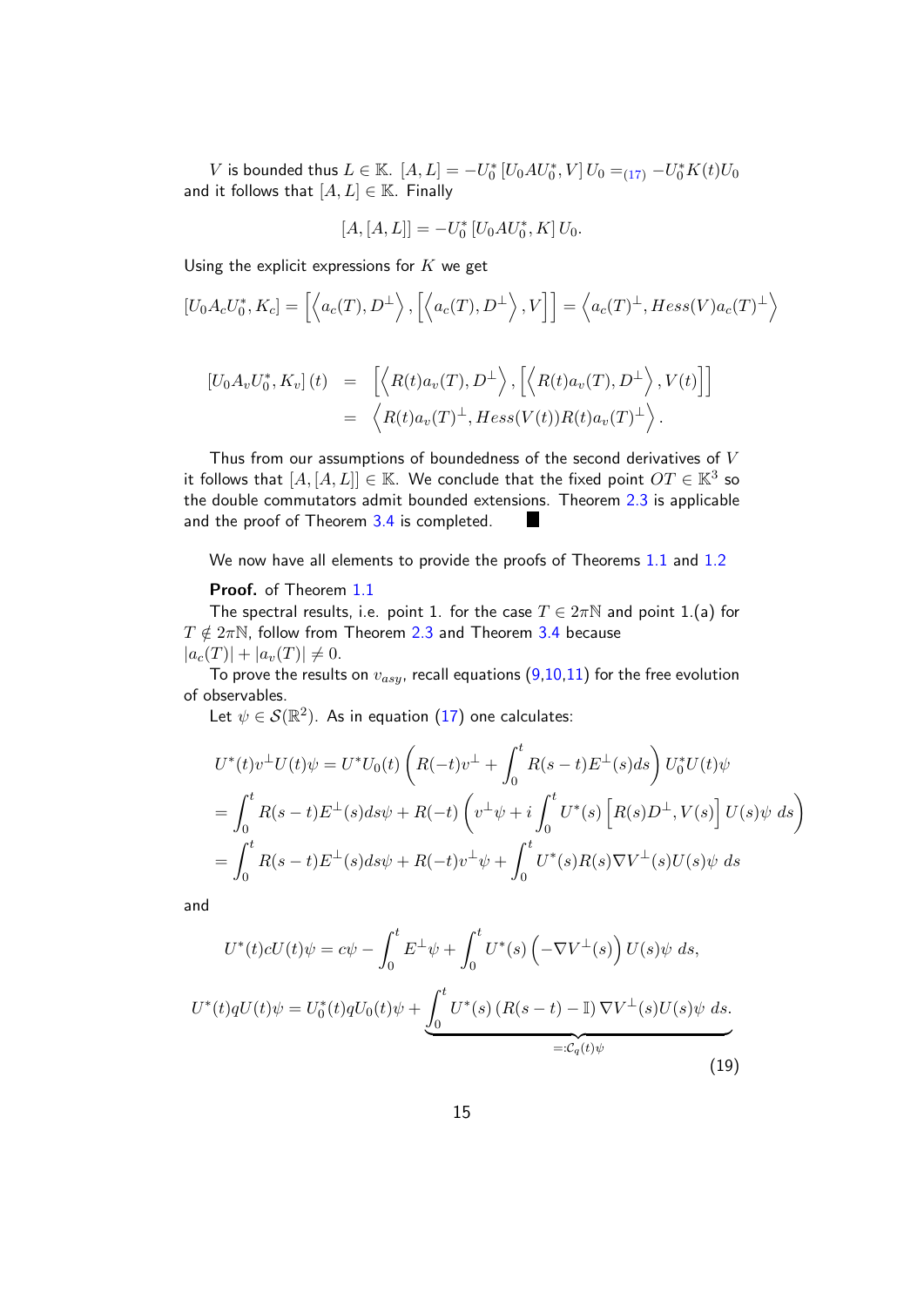$V$ is bounded thus $L \in \mathbb{K}$. $[A, L] = -U_0^* \left[U_0 A U_0^*, V\right] U_0 =_{(17)} -U_0^* K(t) U_0$ and it follows that $[A, L] \in \mathbb{K}$. Finally

$$[A, [A, L]] = -U_0^* \left[U_0 A U_0^*, K\right] U_0.$$

Using the explicit expressions for $K$ we get

$$\left[U_0 A_c U_0^*, K_c\right] = \left[\left\langle a_c(T), D^\perp \right\rangle, \left[\left\langle a_c(T), D^\perp \right\rangle, V\right]\right] = \left\langle a_c(T)^\perp, Hess(V) a_c(T)^\perp \right\rangle$$

$$\begin{aligned}
\left[U_0 A_v U_0^*, K_v\right](t) &= \left[\left\langle R(t) a_v(T), D^\perp \right\rangle, \left[\left\langle R(t) a_v(T), D^\perp \right\rangle, V(t)\right]\right] \\
&= \left\langle R(t) a_v(T)^\perp, Hess(V(t)) R(t) a_v(T)^\perp \right\rangle.
\end{aligned}$$

Thus from our assumptions of boundedness of the second derivatives of $V$ it follows that $[A, [A, L]] \in \mathbb{K}$. We conclude that the fixed point $OT \in \mathbb{K}^3$ so the double commutators admit bounded extensions. Theorem 2.3 is applicable and the proof of Theorem 3.4 is completed. ∎

We now have all elements to provide the proofs of Theorems 1.1 and 1.2

**Proof.** of Theorem 1.1

The spectral results, i.e. point 1. for the case $T \in 2\pi\mathbb{N}$ and point 1.(a) for $T \notin 2\pi\mathbb{N}$, follow from Theorem 2.3 and Theorem 3.4 because $|a_c(T)| + |a_v(T)| \neq 0$.

To prove the results on $v_{asy}$, recall equations (9,10,11) for the free evolution of observables.

Let $\psi \in \mathcal{S}(\mathbb{R}^2)$. As in equation (17) one calculates:

$$\begin{aligned}
&U^*(t) v^\perp U(t)\psi = U^* U_0(t) \left( R(-t) v^\perp + \int_0^t R(s-t) E^\perp(s) ds \right) U_0^* U(t)\psi \\
&= \int_0^t R(s-t) E^\perp(s) ds \psi + R(-t) \left( v^\perp \psi + i \int_0^t U^*(s) \left[ R(s) D^\perp, V(s) \right] U(s)\psi \; ds \right) \\
&= \int_0^t R(s-t) E^\perp(s) ds \psi + R(-t) v^\perp \psi + \int_0^t U^*(s) R(s) \nabla V^\perp(s) U(s)\psi \; ds
\end{aligned}$$

and

$$U^*(t) c U(t)\psi = c\psi - \int_0^t E^\perp \psi + \int_0^t U^*(s) \left( -\nabla V^\perp(s) \right) U(s)\psi \; ds,$$

$$U^*(t) q U(t)\psi = U_0^*(t) q U_0(t)\psi + \underbrace{\int_0^t U^*(s) \left( R(s-t) - \mathbb{I} \right) \nabla V^\perp(s) U(s)\psi \; ds}_{=: \mathcal{C}_q(t)\psi}. \tag{19}$$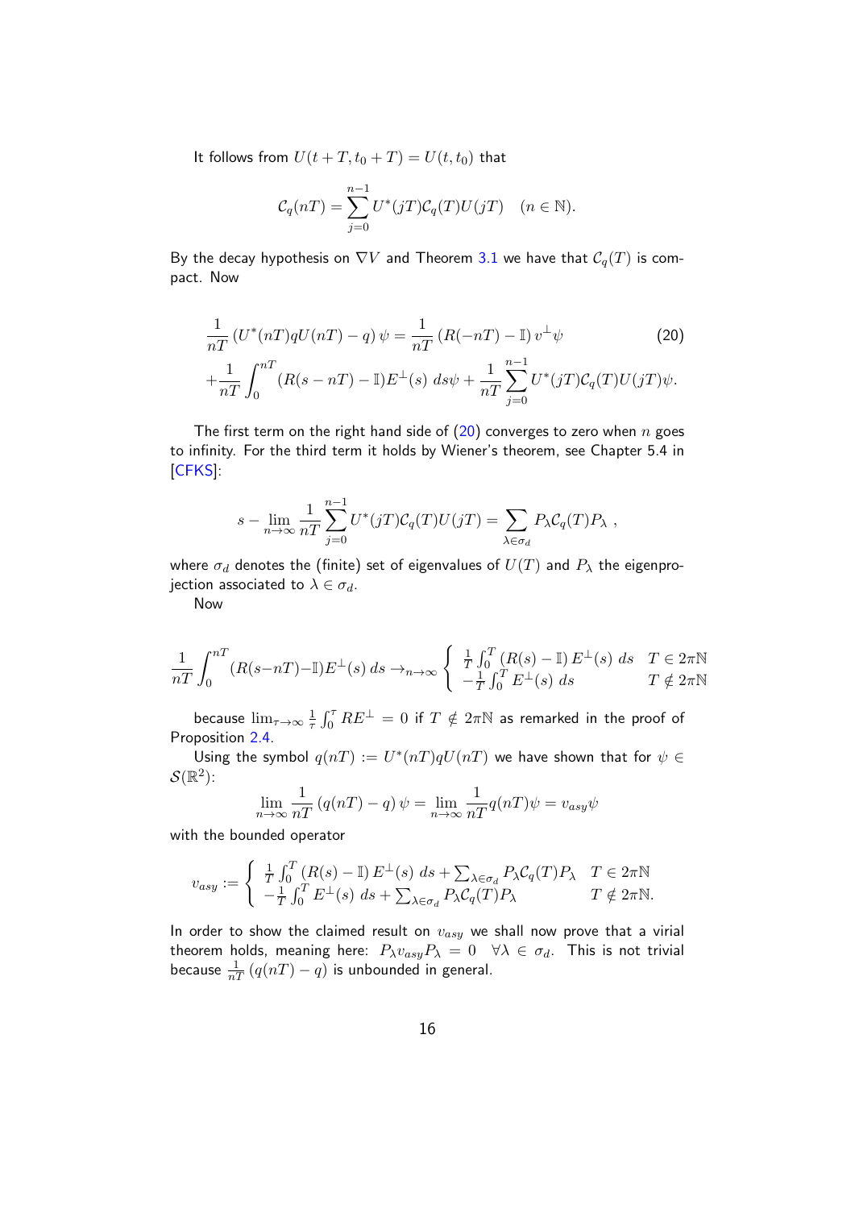It follows from $U(t+T, t_0+T) = U(t, t_0)$ that

$$\mathcal{C}_q(nT) = \sum_{j=0}^{n-1} U^*(jT)\mathcal{C}_q(T)U(jT) \quad (n \in \mathbb{N}).$$

By the decay hypothesis on $\nabla V$ and Theorem 3.1 we have that $\mathcal{C}_q(T)$ is compact. Now

$$\begin{aligned} &\frac{1}{nT}\left(U^*(nT)qU(nT) - q\right)\psi = \frac{1}{nT}\left(R(-nT) - \mathbb{I}\right)v^\perp \psi \\ &+ \frac{1}{nT}\int_0^{nT} (R(s-nT) - \mathbb{I})E^\perp(s)\, ds\psi + \frac{1}{nT}\sum_{j=0}^{n-1} U^*(jT)\mathcal{C}_q(T)U(jT)\psi. \end{aligned} \tag{20}$$

The first term on the right hand side of (20) converges to zero when $n$ goes to infinity. For the third term it holds by Wiener's theorem, see Chapter 5.4 in [CFKS]:

$$s - \lim_{n\to\infty} \frac{1}{nT}\sum_{j=0}^{n-1} U^*(jT)\mathcal{C}_q(T)U(jT) = \sum_{\lambda\in\sigma_d} P_\lambda \mathcal{C}_q(T) P_\lambda\ ,$$

where $\sigma_d$ denotes the (finite) set of eigenvalues of $U(T)$ and $P_\lambda$ the eigenprojection associated to $\lambda \in \sigma_d$.

Now

$$\frac{1}{nT}\int_0^{nT} (R(s-nT) - \mathbb{I})E^\perp(s)\, ds \to_{n\to\infty} \begin{cases} \frac{1}{T}\int_0^T \left(R(s) - \mathbb{I}\right)E^\perp(s)\ ds & T \in 2\pi\mathbb{N} \\ -\frac{1}{T}\int_0^T E^\perp(s)\ ds & T \notin 2\pi\mathbb{N} \end{cases}$$

because $\lim_{\tau\to\infty} \frac{1}{\tau}\int_0^\tau RE^\perp = 0$ if $T \notin 2\pi\mathbb{N}$ as remarked in the proof of Proposition 2.4.

Using the symbol $q(nT) := U^*(nT)qU(nT)$ we have shown that for $\psi \in \mathcal{S}(\mathbb{R}^2)$:

$$\lim_{n\to\infty} \frac{1}{nT}\left(q(nT) - q\right)\psi = \lim_{n\to\infty} \frac{1}{nT} q(nT)\psi = v_{asy}\psi$$

with the bounded operator

$$v_{asy} := \begin{cases} \frac{1}{T}\int_0^T \left(R(s) - \mathbb{I}\right)E^\perp(s)\ ds + \sum_{\lambda\in\sigma_d} P_\lambda \mathcal{C}_q(T)P_\lambda & T \in 2\pi\mathbb{N} \\ -\frac{1}{T}\int_0^T E^\perp(s)\ ds + \sum_{\lambda\in\sigma_d} P_\lambda \mathcal{C}_q(T)P_\lambda & T \notin 2\pi\mathbb{N}. \end{cases}$$

In order to show the claimed result on $v_{asy}$ we shall now prove that a virial theorem holds, meaning here: $P_\lambda v_{asy} P_\lambda = 0 \quad \forall\lambda \in \sigma_d$. This is not trivial because $\frac{1}{nT}\left(q(nT) - q\right)$ is unbounded in general.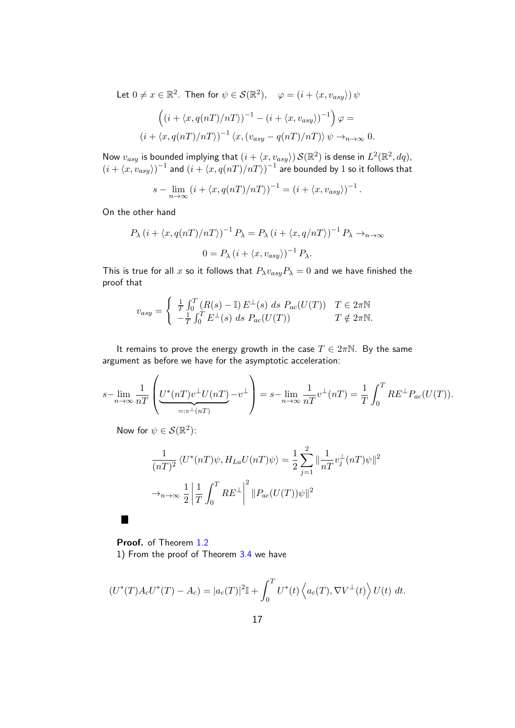Let $0 \neq x \in \mathbb{R}^2$. Then for $\psi \in \mathcal{S}(\mathbb{R}^2)$, $\quad \varphi = (i + \langle x, v_{asy}\rangle)\,\psi$

$$\left((i + \langle x, q(nT)/nT\rangle)^{-1} - (i + \langle x, v_{asy}\rangle)^{-1}\right)\varphi =$$
$$(i + \langle x, q(nT)/nT\rangle)^{-1}\,\langle x, (v_{asy} - q(nT)/nT)\rangle\,\psi \to_{n\to\infty} 0.$$

Now $v_{asy}$ is bounded implying that $(i + \langle x, v_{asy}\rangle)\,\mathcal{S}(\mathbb{R}^2)$ is dense in $L^2(\mathbb{R}^2, dq)$, $(i + \langle x, v_{asy}\rangle)^{-1}$ and $(i + \langle x, q(nT)/nT\rangle)^{-1}$ are bounded by 1 so it follows that

$$s - \lim_{n\to\infty} (i + \langle x, q(nT)/nT\rangle)^{-1} = (i + \langle x, v_{asy}\rangle)^{-1}.$$

On the other hand

$$P_\lambda\,(i + \langle x, q(nT)/nT\rangle)^{-1}\,P_\lambda = P_\lambda\,(i + \langle x, q/nT\rangle)^{-1}\,P_\lambda \to_{n\to\infty}$$
$$0 = P_\lambda\,(i + \langle x, v_{asy}\rangle)^{-1}\,P_\lambda.$$

This is true for all $x$ so it follows that $P_\lambda v_{asy} P_\lambda = 0$ and we have finished the proof that

$$v_{asy} = \begin{cases} \frac{1}{T}\int_0^T (R(s) - \mathbb{I})\,E^\perp(s)\;ds\;P_{ac}(U(T)) & T \in 2\pi\mathbb{N} \\ -\frac{1}{T}\int_0^T E^\perp(s)\;ds\;P_{ac}(U(T)) & T \notin 2\pi\mathbb{N}. \end{cases}$$

It remains to prove the energy growth in the case $T \in 2\pi\mathbb{N}$. By the same argument as before we have for the asymptotic acceleration:

$$s\text{-}\lim_{n\to\infty} \frac{1}{nT}\left(\underbrace{U^*(nT)v^\perp U(nT)}_{=:v^\perp(nT)} - v^\perp\right) = s\text{-}\lim_{n\to\infty} \frac{1}{nT}v^\perp(nT) = \frac{1}{T}\int_0^T RE^\perp P_{ac}(U(T)).$$

Now for $\psi \in \mathcal{S}(\mathbb{R}^2)$:

$$\frac{1}{(nT)^2}\,\langle U^*(nT)\psi, H_{La}U(nT)\psi\rangle = \frac{1}{2}\sum_{j=1}^{2}\|\frac{1}{nT}v_j^\perp(nT)\psi\|^2$$
$$\to_{n\to\infty} \frac{1}{2}\left|\frac{1}{T}\int_0^T RE^\perp\right|^2 \|P_{ac}(U(T))\psi\|^2$$

■

**Proof.** of Theorem 1.2
1) From the proof of Theorem 3.4 we have

$$(U^*(T)A_cU^*(T) - A_c) = |a_c(T)|^2\mathbb{I} + \int_0^T U^*(t)\left\langle a_c(T), \nabla V^\perp(t)\right\rangle U(t)\;dt.$$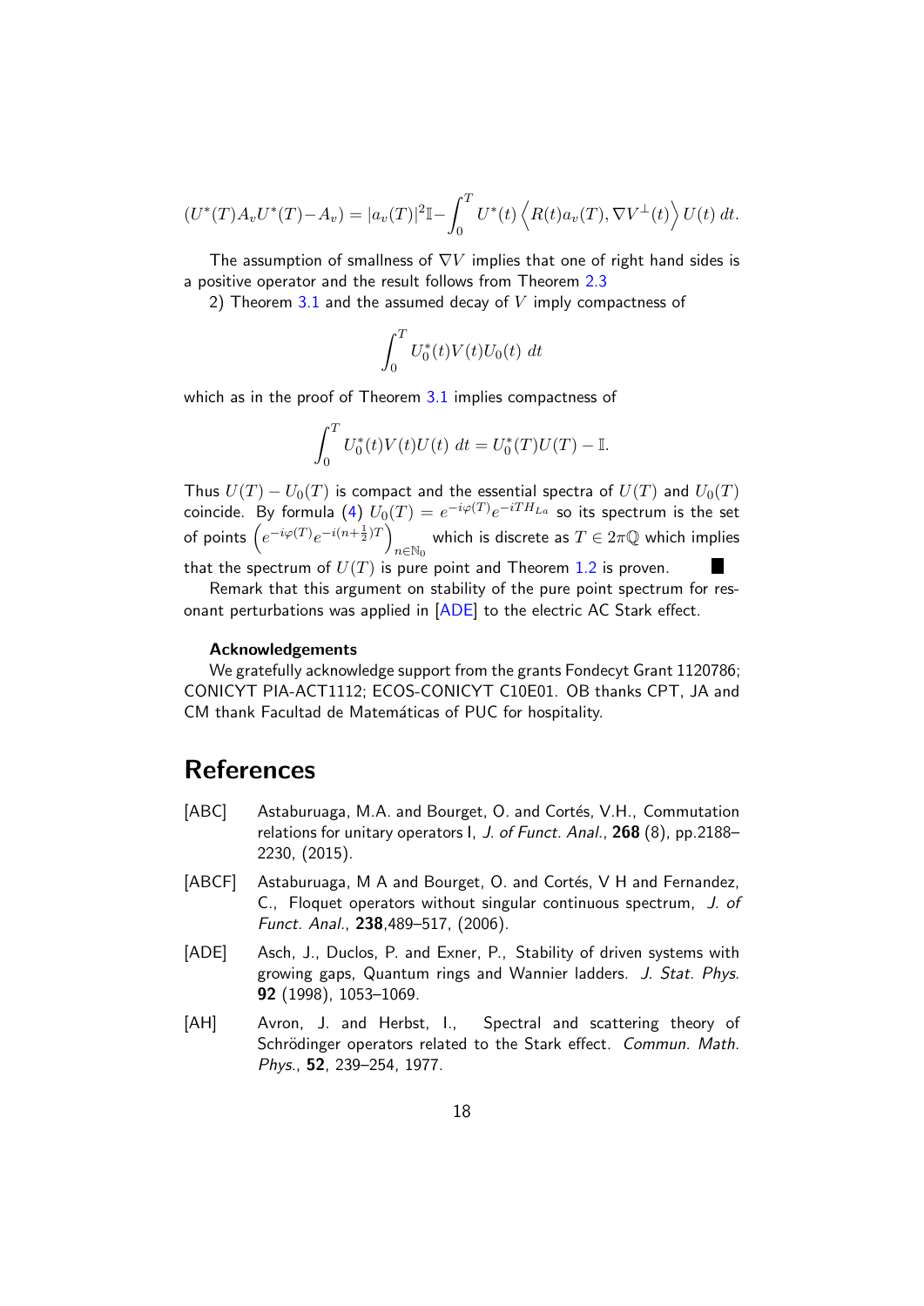$$(U^*(T)A_vU^*(T)-A_v) = |a_v(T)|^2\mathbb{I} - \int_0^T U^*(t)\left\langle R(t)a_v(T), \nabla V^\perp(t)\right\rangle U(t)\, dt.$$

The assumption of smallness of $\nabla V$ implies that one of right hand sides is a positive operator and the result follows from Theorem 2.3

2) Theorem 3.1 and the assumed decay of $V$ imply compactness of

$$\int_0^T U_0^*(t)V(t)U_0(t)\; dt$$

which as in the proof of Theorem 3.1 implies compactness of

$$\int_0^T U_0^*(t)V(t)U(t)\; dt = U_0^*(T)U(T) - \mathbb{I}.$$

Thus $U(T) - U_0(T)$ is compact and the essential spectra of $U(T)$ and $U_0(T)$ coincide. By formula (4) $U_0(T) = e^{-i\varphi(T)}e^{-iTH_{La}}$ so its spectrum is the set of points $\left(e^{-i\varphi(T)}e^{-i(n+\frac{1}{2})T}\right)_{n\in\mathbb{N}_0}$ which is discrete as $T \in 2\pi\mathbb{Q}$ which implies that the spectrum of $U(T)$ is pure point and Theorem 1.2 is proven. ■

Remark that this argument on stability of the pure point spectrum for resonant perturbations was applied in [ADE] to the electric AC Stark effect.

**Acknowledgements**

We gratefully acknowledge support from the grants Fondecyt Grant 1120786; CONICYT PIA-ACT1112; ECOS-CONICYT C10E01. OB thanks CPT, JA and CM thank Facultad de Matemáticas of PUC for hospitality.

# References

[ABC] Astaburuaga, M.A. and Bourget, O. and Cortés, V.H., Commutation relations for unitary operators I, *J. of Funct. Anal.*, **268** (8), pp.2188–2230, (2015).

[ABCF] Astaburuaga, M A and Bourget, O. and Cortés, V H and Fernandez, C., Floquet operators without singular continuous spectrum, *J. of Funct. Anal.*, **238**,489–517, (2006).

[ADE] Asch, J., Duclos, P. and Exner, P., Stability of driven systems with growing gaps, Quantum rings and Wannier ladders. *J. Stat. Phys.* **92** (1998), 1053–1069.

[AH] Avron, J. and Herbst, I., Spectral and scattering theory of Schrödinger operators related to the Stark effect. *Commun. Math. Phys.*, **52**, 239–254, 1977.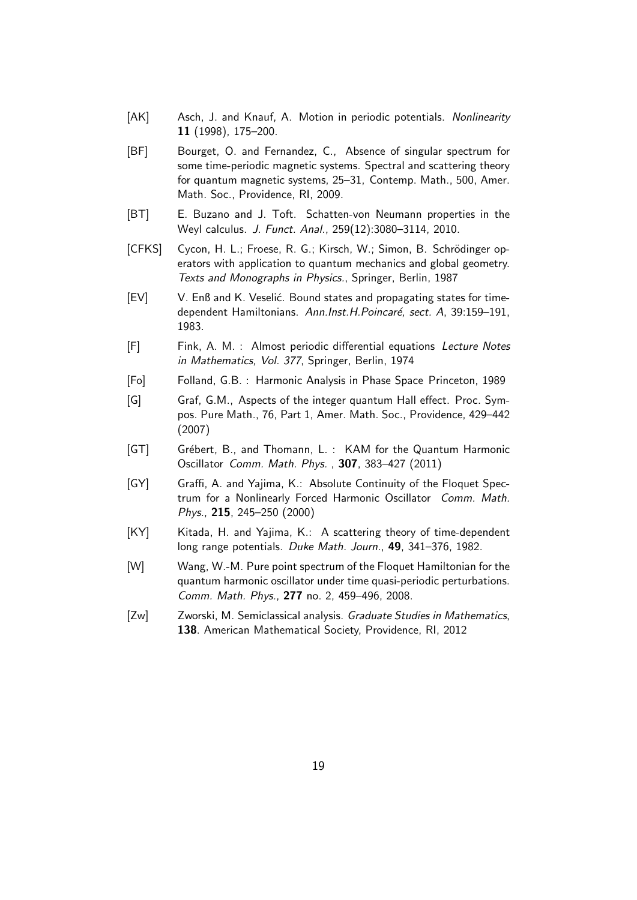[AK] Asch, J. and Knauf, A. Motion in periodic potentials. *Nonlinearity* **11** (1998), 175–200.

[BF] Bourget, O. and Fernandez, C., Absence of singular spectrum for some time-periodic magnetic systems. Spectral and scattering theory for quantum magnetic systems, 25–31, Contemp. Math., 500, Amer. Math. Soc., Providence, RI, 2009.

[BT] E. Buzano and J. Toft. Schatten-von Neumann properties in the Weyl calculus. *J. Funct. Anal.*, 259(12):3080–3114, 2010.

[CFKS] Cycon, H. L.; Froese, R. G.; Kirsch, W.; Simon, B. Schrödinger operators with application to quantum mechanics and global geometry. *Texts and Monographs in Physics.*, Springer, Berlin, 1987

[EV] V. Enß and K. Veselić. Bound states and propagating states for time-dependent Hamiltonians. *Ann.Inst.H.Poincaré, sect. A*, 39:159–191, 1983.

[F] Fink, A. M. : Almost periodic differential equations *Lecture Notes in Mathematics, Vol. 377*, Springer, Berlin, 1974

[Fo] Folland, G.B. : Harmonic Analysis in Phase Space Princeton, 1989

[G] Graf, G.M., Aspects of the integer quantum Hall effect. Proc. Sympos. Pure Math., 76, Part 1, Amer. Math. Soc., Providence, 429–442 (2007)

[GT] Grébert, B., and Thomann, L. : KAM for the Quantum Harmonic Oscillator *Comm. Math. Phys.* , **307**, 383–427 (2011)

[GY] Graffi, A. and Yajima, K.: Absolute Continuity of the Floquet Spectrum for a Nonlinearly Forced Harmonic Oscillator *Comm. Math. Phys.*, **215**, 245–250 (2000)

[KY] Kitada, H. and Yajima, K.: A scattering theory of time-dependent long range potentials. *Duke Math. Journ.*, **49**, 341–376, 1982.

[W] Wang, W.-M. Pure point spectrum of the Floquet Hamiltonian for the quantum harmonic oscillator under time quasi-periodic perturbations. *Comm. Math. Phys.*, **277** no. 2, 459–496, 2008.

[Zw] Zworski, M. Semiclassical analysis. *Graduate Studies in Mathematics*, **138**. American Mathematical Society, Providence, RI, 2012